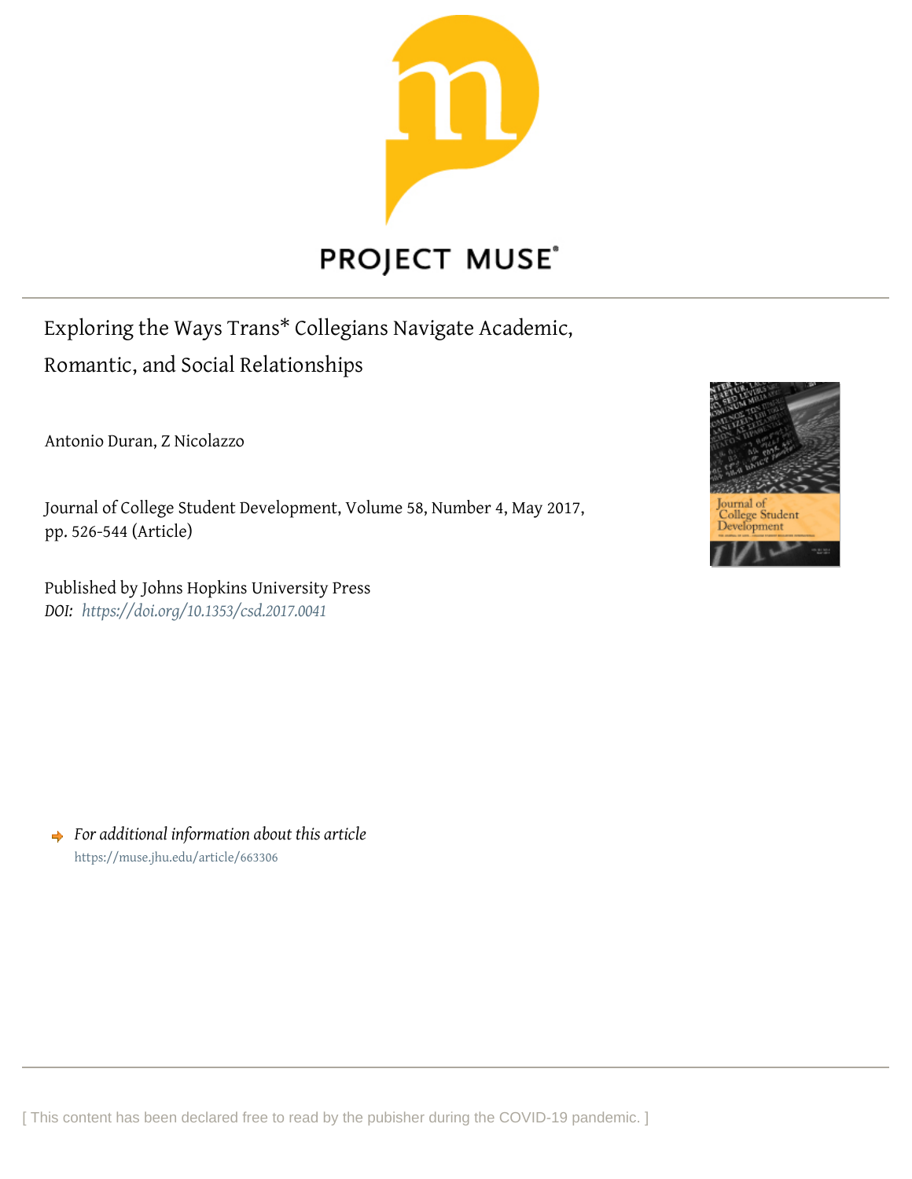# Exploring the Ways Trans* Collegians Navigate Academic, Romantic, and Social Relationships

Antonio Duran, Z Nicolazzo

Journal of College Student Development, Volume 58, Number 4, May 2017, pp. 526-544 (Article)

Published by Johns Hopkins University Press

*DOI: https://doi.org/10.1353/csd.2017.0041*

*For additional information about this article*

https://muse.jhu.edu/article/663306

[ This content has been declared free to read by the pubisher during the COVID-19 pandemic. ]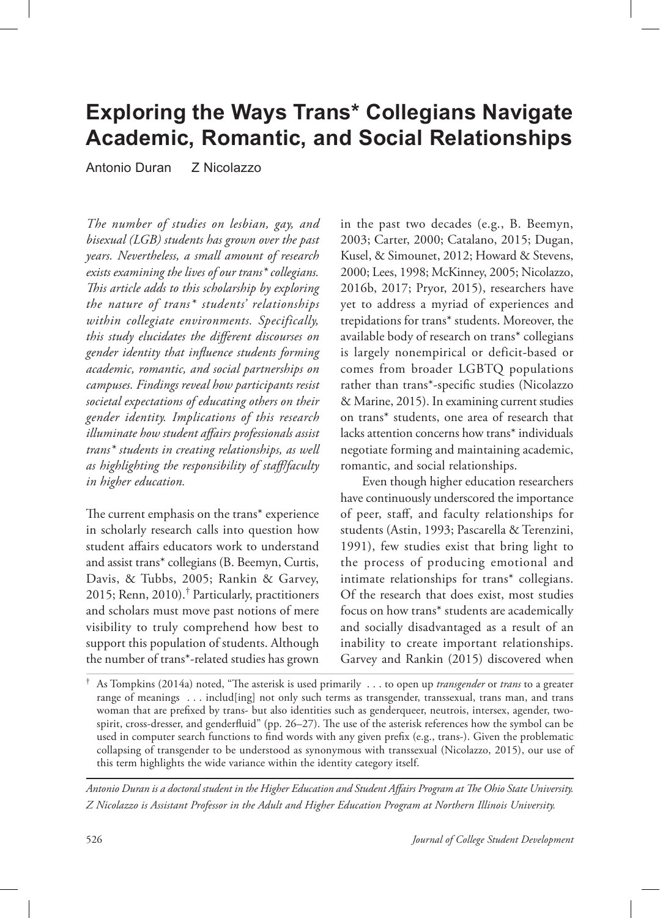# Exploring the Ways Trans* Collegians Navigate Academic, Romantic, and Social Relationships

Antonio Duran Z Nicolazzo

*The number of studies on lesbian, gay, and bisexual (LGB) students has grown over the past years. Nevertheless, a small amount of research exists examining the lives of our trans* collegians. This article adds to this scholarship by exploring the nature of trans* students' relationships within collegiate environments. Specifically, this study elucidates the different discourses on gender identity that influence students forming academic, romantic, and social partnerships on campuses. Findings reveal how participants resist societal expectations of educating others on their gender identity. Implications of this research illuminate how student affairs professionals assist trans* students in creating relationships, as well as highlighting the responsibility of staff/faculty in higher education.*

The current emphasis on the trans* experience in scholarly research calls into question how student affairs educators work to understand and assist trans* collegians (B. Beemyn, Curtis, Davis, & Tubbs, 2005; Rankin & Garvey, 2015; Renn, 2010).[†] Particularly, practitioners and scholars must move past notions of mere visibility to truly comprehend how best to support this population of students. Although the number of trans*-related studies has grown in the past two decades (e.g., B. Beemyn, 2003; Carter, 2000; Catalano, 2015; Dugan, Kusel, & Simounet, 2012; Howard & Stevens, 2000; Lees, 1998; McKinney, 2005; Nicolazzo, 2016b, 2017; Pryor, 2015), researchers have yet to address a myriad of experiences and trepidations for trans* students. Moreover, the available body of research on trans* collegians is largely nonempirical or deficit-based or comes from broader LGBTQ populations rather than trans*-specific studies (Nicolazzo & Marine, 2015). In examining current studies on trans* students, one area of research that lacks attention concerns how trans* individuals negotiate forming and maintaining academic, romantic, and social relationships.

Even though higher education researchers have continuously underscored the importance of peer, staff, and faculty relationships for students (Astin, 1993; Pascarella & Terenzini, 1991), few studies exist that bring light to the process of producing emotional and intimate relationships for trans* collegians. Of the research that does exist, most studies focus on how trans* students are academically and socially disadvantaged as a result of an inability to create important relationships. Garvey and Rankin (2015) discovered when

[†] As Tompkins (2014a) noted, "The asterisk is used primarily . . . to open up *transgender* or *trans* to a greater range of meanings . . . includ[ing] not only such terms as transgender, transsexual, trans man, and trans woman that are prefixed by trans- but also identities such as genderqueer, neutrois, intersex, agender, two-spirit, cross-dresser, and genderfluid" (pp. 26–27). The use of the asterisk references how the symbol can be used in computer search functions to find words with any given prefix (e.g., trans-). Given the problematic collapsing of transgender to be understood as synonymous with transsexual (Nicolazzo, 2015), our use of this term highlights the wide variance within the identity category itself.

*Antonio Duran is a doctoral student in the Higher Education and Student Affairs Program at The Ohio State University. Z Nicolazzo is Assistant Professor in the Adult and Higher Education Program at Northern Illinois University.*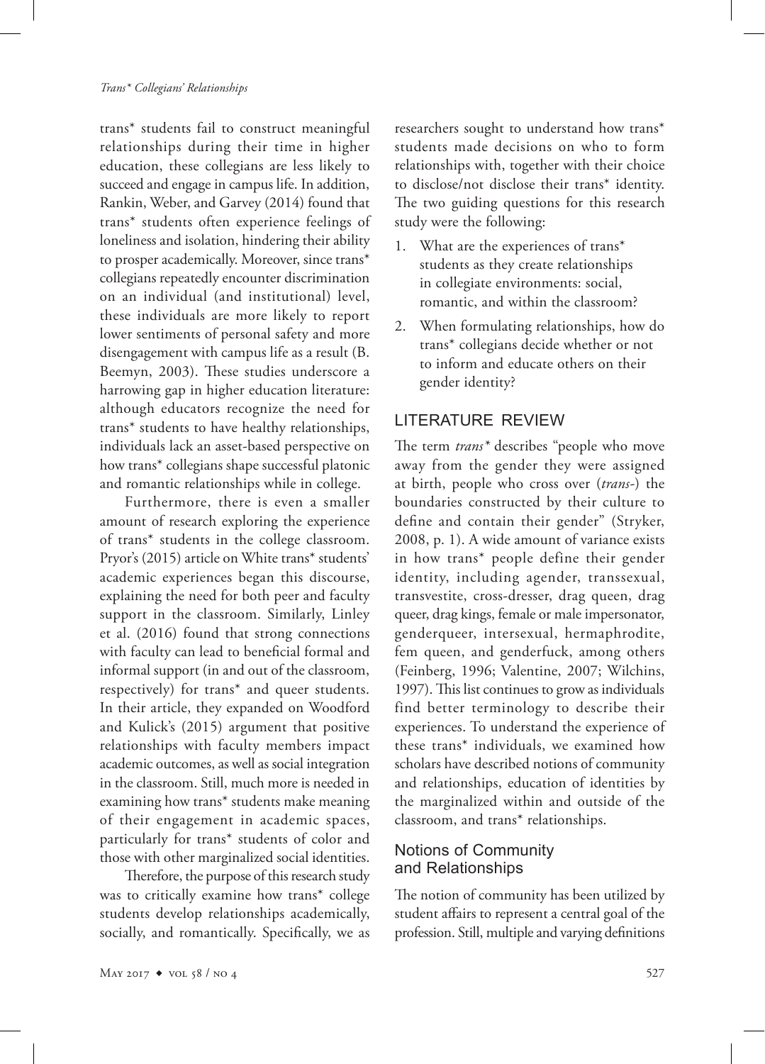trans* students fail to construct meaningful relationships during their time in higher education, these collegians are less likely to succeed and engage in campus life. In addition, Rankin, Weber, and Garvey (2014) found that trans* students often experience feelings of loneliness and isolation, hindering their ability to prosper academically. Moreover, since trans* collegians repeatedly encounter discrimination on an individual (and institutional) level, these individuals are more likely to report lower sentiments of personal safety and more disengagement with campus life as a result (B. Beemyn, 2003). These studies underscore a harrowing gap in higher education literature: although educators recognize the need for trans* students to have healthy relationships, individuals lack an asset-based perspective on how trans* collegians shape successful platonic and romantic relationships while in college.

Furthermore, there is even a smaller amount of research exploring the experience of trans* students in the college classroom. Pryor's (2015) article on White trans* students' academic experiences began this discourse, explaining the need for both peer and faculty support in the classroom. Similarly, Linley et al. (2016) found that strong connections with faculty can lead to beneficial formal and informal support (in and out of the classroom, respectively) for trans* and queer students. In their article, they expanded on Woodford and Kulick's (2015) argument that positive relationships with faculty members impact academic outcomes, as well as social integration in the classroom. Still, much more is needed in examining how trans* students make meaning of their engagement in academic spaces, particularly for trans* students of color and those with other marginalized social identities.

Therefore, the purpose of this research study was to critically examine how trans* college students develop relationships academically, socially, and romantically. Specifically, we as researchers sought to understand how trans* students made decisions on who to form relationships with, together with their choice to disclose/not disclose their trans* identity. The two guiding questions for this research study were the following:

1. What are the experiences of trans* students as they create relationships in collegiate environments: social, romantic, and within the classroom?
2. When formulating relationships, how do trans* collegians decide whether or not to inform and educate others on their gender identity?

## LITERATURE REVIEW

The term *trans** describes "people who move away from the gender they were assigned at birth, people who cross over (*trans-*) the boundaries constructed by their culture to define and contain their gender" (Stryker, 2008, p. 1). A wide amount of variance exists in how trans* people define their gender identity, including agender, transsexual, transvestite, cross-dresser, drag queen, drag queer, drag kings, female or male impersonator, genderqueer, intersexual, hermaphrodite, fem queen, and genderfuck, among others (Feinberg, 1996; Valentine, 2007; Wilchins, 1997). This list continues to grow as individuals find better terminology to describe their experiences. To understand the experience of these trans* individuals, we examined how scholars have described notions of community and relationships, education of identities by the marginalized within and outside of the classroom, and trans* relationships.

### Notions of Community and Relationships

The notion of community has been utilized by student affairs to represent a central goal of the profession. Still, multiple and varying definitions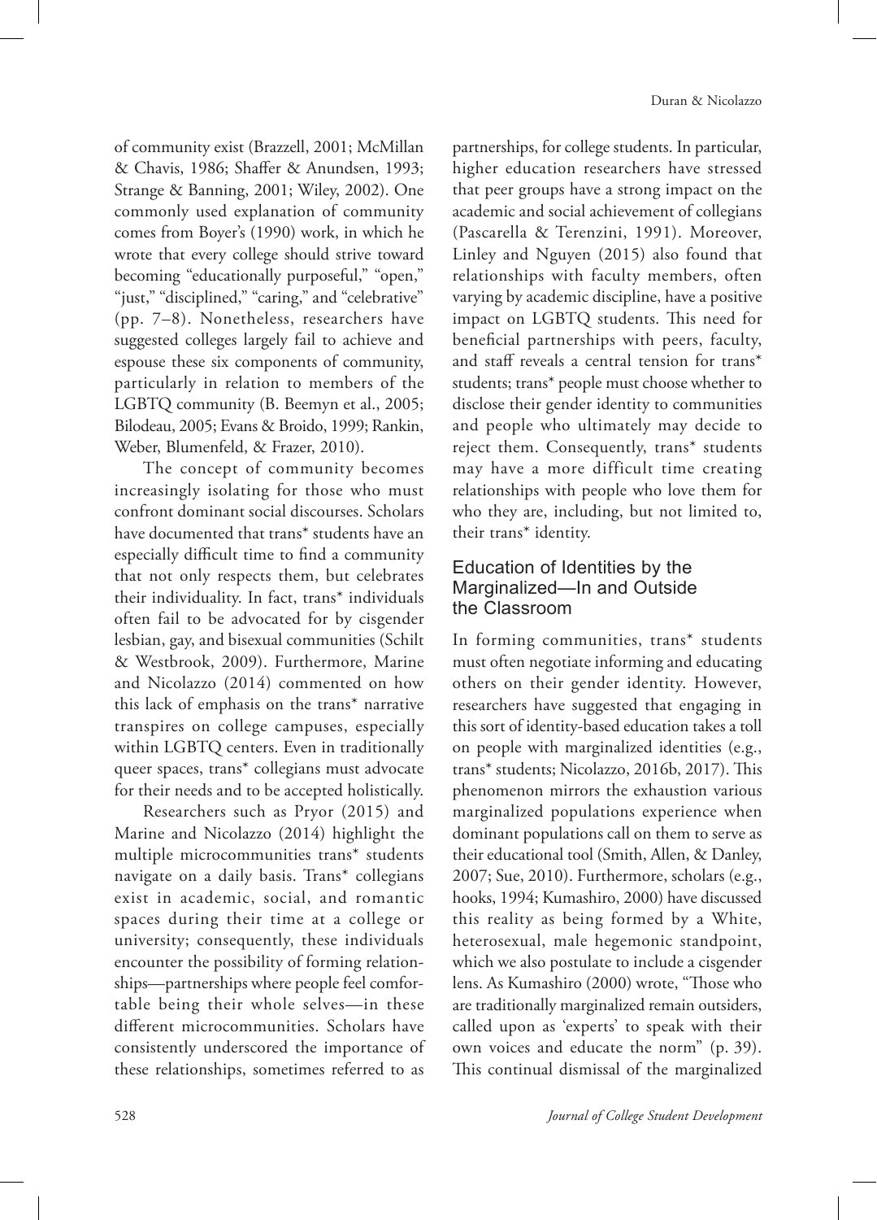of community exist (Brazzell, 2001; McMillan & Chavis, 1986; Shaffer & Anundsen, 1993; Strange & Banning, 2001; Wiley, 2002). One commonly used explanation of community comes from Boyer's (1990) work, in which he wrote that every college should strive toward becoming "educationally purposeful," "open," "just," "disciplined," "caring," and "celebrative" (pp. 7–8). Nonetheless, researchers have suggested colleges largely fail to achieve and espouse these six components of community, particularly in relation to members of the LGBTQ community (B. Beemyn et al., 2005; Bilodeau, 2005; Evans & Broido, 1999; Rankin, Weber, Blumenfeld, & Frazer, 2010).

The concept of community becomes increasingly isolating for those who must confront dominant social discourses. Scholars have documented that trans* students have an especially difficult time to find a community that not only respects them, but celebrates their individuality. In fact, trans* individuals often fail to be advocated for by cisgender lesbian, gay, and bisexual communities (Schilt & Westbrook, 2009). Furthermore, Marine and Nicolazzo (2014) commented on how this lack of emphasis on the trans* narrative transpires on college campuses, especially within LGBTQ centers. Even in traditionally queer spaces, trans* collegians must advocate for their needs and to be accepted holistically.

Researchers such as Pryor (2015) and Marine and Nicolazzo (2014) highlight the multiple microcommunities trans* students navigate on a daily basis. Trans* collegians exist in academic, social, and romantic spaces during their time at a college or university; consequently, these individuals encounter the possibility of forming relationships—partnerships where people feel comfortable being their whole selves—in these different microcommunities. Scholars have consistently underscored the importance of these relationships, sometimes referred to as partnerships, for college students. In particular, higher education researchers have stressed that peer groups have a strong impact on the academic and social achievement of collegians (Pascarella & Terenzini, 1991). Moreover, Linley and Nguyen (2015) also found that relationships with faculty members, often varying by academic discipline, have a positive impact on LGBTQ students. This need for beneficial partnerships with peers, faculty, and staff reveals a central tension for trans* students; trans* people must choose whether to disclose their gender identity to communities and people who ultimately may decide to reject them. Consequently, trans* students may have a more difficult time creating relationships with people who love them for who they are, including, but not limited to, their trans* identity.

## Education of Identities by the Marginalized—In and Outside the Classroom

In forming communities, trans* students must often negotiate informing and educating others on their gender identity. However, researchers have suggested that engaging in this sort of identity-based education takes a toll on people with marginalized identities (e.g., trans* students; Nicolazzo, 2016b, 2017). This phenomenon mirrors the exhaustion various marginalized populations experience when dominant populations call on them to serve as their educational tool (Smith, Allen, & Danley, 2007; Sue, 2010). Furthermore, scholars (e.g., hooks, 1994; Kumashiro, 2000) have discussed this reality as being formed by a White, heterosexual, male hegemonic standpoint, which we also postulate to include a cisgender lens. As Kumashiro (2000) wrote, "Those who are traditionally marginalized remain outsiders, called upon as 'experts' to speak with their own voices and educate the norm" (p. 39). This continual dismissal of the marginalized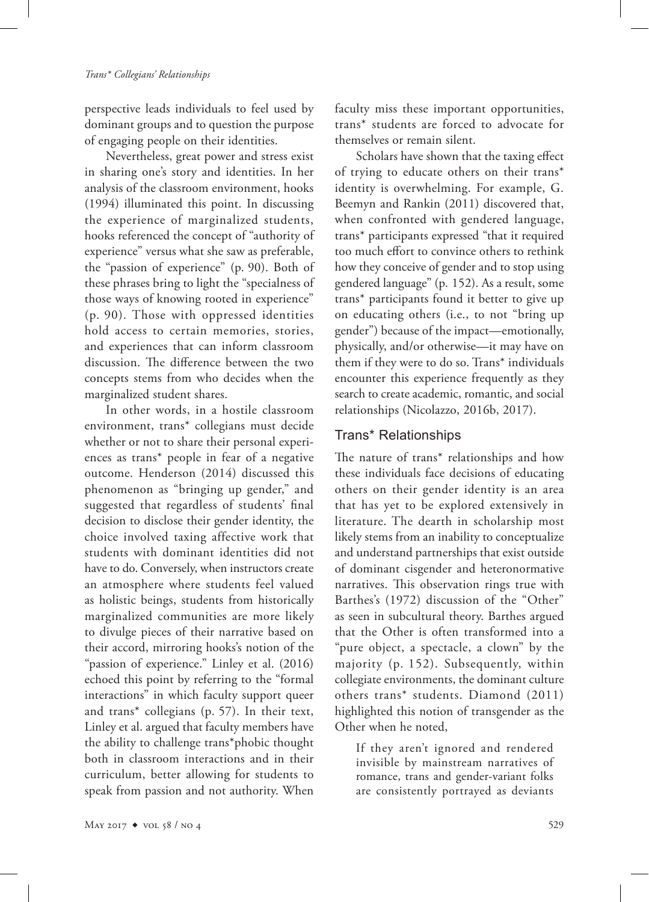perspective leads individuals to feel used by dominant groups and to question the purpose of engaging people on their identities.

Nevertheless, great power and stress exist in sharing one's story and identities. In her analysis of the classroom environment, hooks (1994) illuminated this point. In discussing the experience of marginalized students, hooks referenced the concept of "authority of experience" versus what she saw as preferable, the "passion of experience" (p. 90). Both of these phrases bring to light the "specialness of those ways of knowing rooted in experience" (p. 90). Those with oppressed identities hold access to certain memories, stories, and experiences that can inform classroom discussion. The difference between the two concepts stems from who decides when the marginalized student shares.

In other words, in a hostile classroom environment, trans* collegians must decide whether or not to share their personal experiences as trans* people in fear of a negative outcome. Henderson (2014) discussed this phenomenon as "bringing up gender," and suggested that regardless of students' final decision to disclose their gender identity, the choice involved taxing affective work that students with dominant identities did not have to do. Conversely, when instructors create an atmosphere where students feel valued as holistic beings, students from historically marginalized communities are more likely to divulge pieces of their narrative based on their accord, mirroring hooks's notion of the "passion of experience." Linley et al. (2016) echoed this point by referring to the "formal interactions" in which faculty support queer and trans* collegians (p. 57). In their text, Linley et al. argued that faculty members have the ability to challenge trans*phobic thought both in classroom interactions and in their curriculum, better allowing for students to speak from passion and not authority. When faculty miss these important opportunities, trans* students are forced to advocate for themselves or remain silent.

Scholars have shown that the taxing effect of trying to educate others on their trans* identity is overwhelming. For example, G. Beemyn and Rankin (2011) discovered that, when confronted with gendered language, trans* participants expressed "that it required too much effort to convince others to rethink how they conceive of gender and to stop using gendered language" (p. 152). As a result, some trans* participants found it better to give up on educating others (i.e., to not "bring up gender") because of the impact—emotionally, physically, and/or otherwise—it may have on them if they were to do so. Trans* individuals encounter this experience frequently as they search to create academic, romantic, and social relationships (Nicolazzo, 2016b, 2017).

## Trans* Relationships

The nature of trans* relationships and how these individuals face decisions of educating others on their gender identity is an area that has yet to be explored extensively in literature. The dearth in scholarship most likely stems from an inability to conceptualize and understand partnerships that exist outside of dominant cisgender and heteronormative narratives. This observation rings true with Barthes's (1972) discussion of the "Other" as seen in subcultural theory. Barthes argued that the Other is often transformed into a "pure object, a spectacle, a clown" by the majority (p. 152). Subsequently, within collegiate environments, the dominant culture others trans* students. Diamond (2011) highlighted this notion of transgender as the Other when he noted,

> If they aren't ignored and rendered invisible by mainstream narratives of romance, trans and gender-variant folks are consistently portrayed as deviants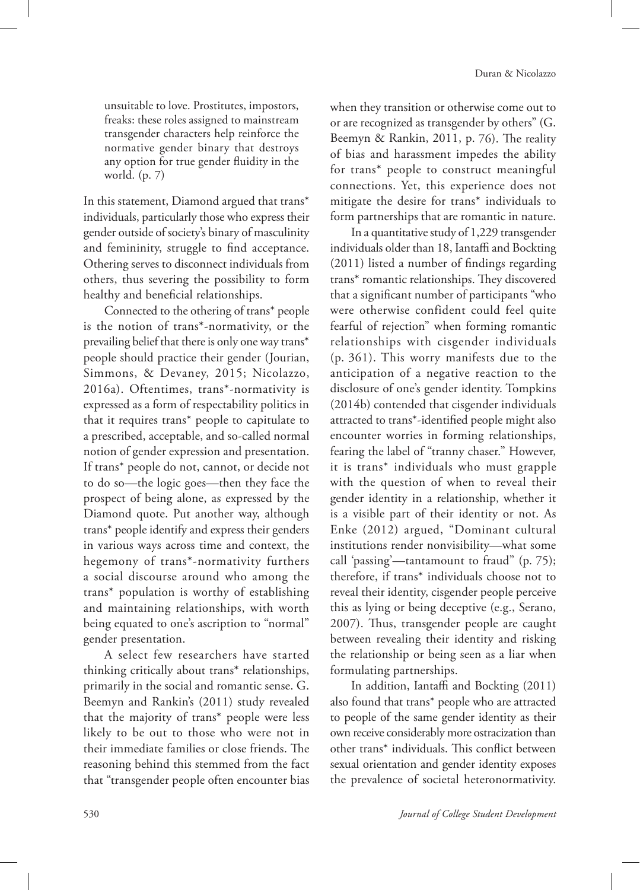> unsuitable to love. Prostitutes, impostors, freaks: these roles assigned to mainstream transgender characters help reinforce the normative gender binary that destroys any option for true gender fluidity in the world. (p. 7)

In this statement, Diamond argued that trans* individuals, particularly those who express their gender outside of society's binary of masculinity and femininity, struggle to find acceptance. Othering serves to disconnect individuals from others, thus severing the possibility to form healthy and beneficial relationships.

Connected to the othering of trans* people is the notion of trans*-normativity, or the prevailing belief that there is only one way trans* people should practice their gender (Jourian, Simmons, & Devaney, 2015; Nicolazzo, 2016a). Oftentimes, trans*-normativity is expressed as a form of respectability politics in that it requires trans* people to capitulate to a prescribed, acceptable, and so-called normal notion of gender expression and presentation. If trans* people do not, cannot, or decide not to do so—the logic goes—then they face the prospect of being alone, as expressed by the Diamond quote. Put another way, although trans* people identify and express their genders in various ways across time and context, the hegemony of trans*-normativity furthers a social discourse around who among the trans* population is worthy of establishing and maintaining relationships, with worth being equated to one's ascription to "normal" gender presentation.

A select few researchers have started thinking critically about trans* relationships, primarily in the social and romantic sense. G. Beemyn and Rankin's (2011) study revealed that the majority of trans* people were less likely to be out to those who were not in their immediate families or close friends. The reasoning behind this stemmed from the fact that "transgender people often encounter bias when they transition or otherwise come out to or are recognized as transgender by others" (G. Beemyn & Rankin, 2011, p. 76). The reality of bias and harassment impedes the ability for trans* people to construct meaningful connections. Yet, this experience does not mitigate the desire for trans* individuals to form partnerships that are romantic in nature.

In a quantitative study of 1,229 transgender individuals older than 18, Iantaffi and Bockting (2011) listed a number of findings regarding trans* romantic relationships. They discovered that a significant number of participants "who were otherwise confident could feel quite fearful of rejection" when forming romantic relationships with cisgender individuals (p. 361). This worry manifests due to the anticipation of a negative reaction to the disclosure of one's gender identity. Tompkins (2014b) contended that cisgender individuals attracted to trans*-identified people might also encounter worries in forming relationships, fearing the label of "tranny chaser." However, it is trans* individuals who must grapple with the question of when to reveal their gender identity in a relationship, whether it is a visible part of their identity or not. As Enke (2012) argued, "Dominant cultural institutions render nonvisibility—what some call 'passing'—tantamount to fraud" (p. 75); therefore, if trans* individuals choose not to reveal their identity, cisgender people perceive this as lying or being deceptive (e.g., Serano, 2007). Thus, transgender people are caught between revealing their identity and risking the relationship or being seen as a liar when formulating partnerships.

In addition, Iantaffi and Bockting (2011) also found that trans* people who are attracted to people of the same gender identity as their own receive considerably more ostracization than other trans* individuals. This conflict between sexual orientation and gender identity exposes the prevalence of societal heteronormativity.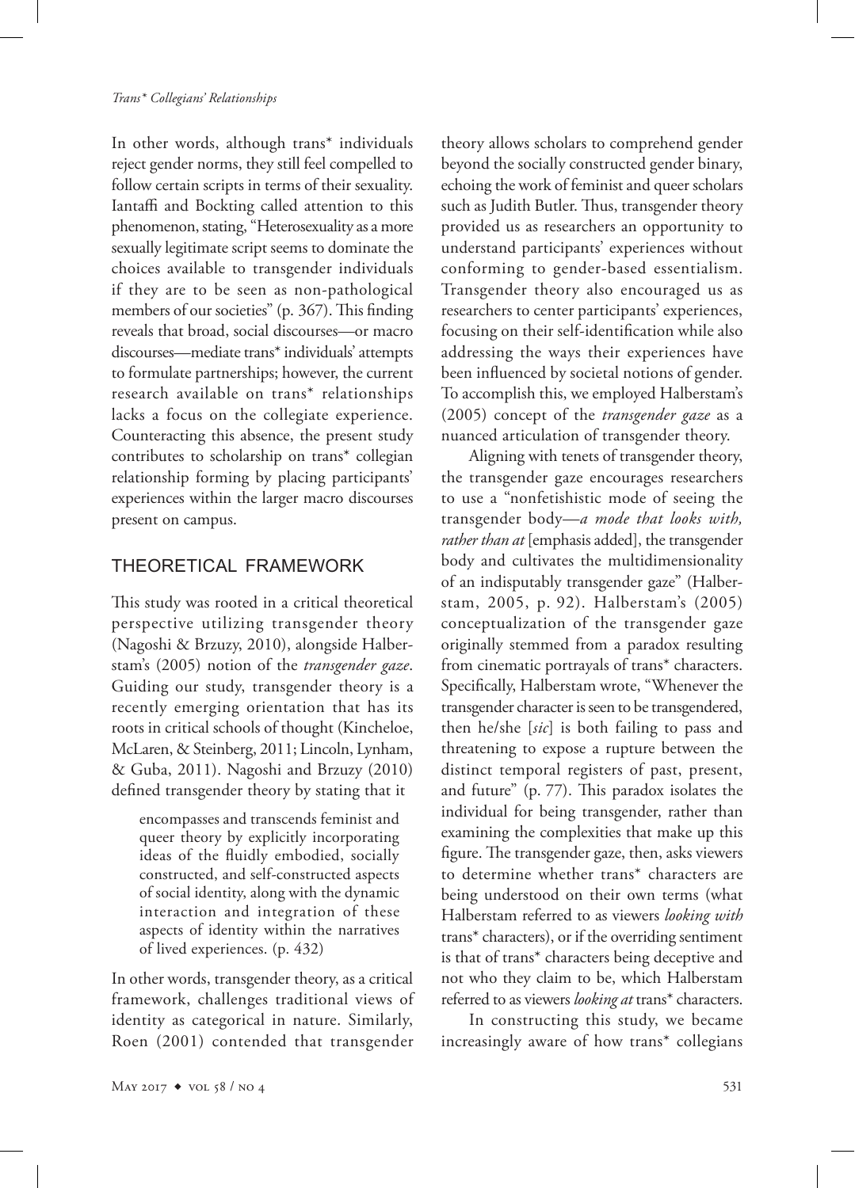In other words, although trans* individuals reject gender norms, they still feel compelled to follow certain scripts in terms of their sexuality. Iantaffi and Bockting called attention to this phenomenon, stating, "Heterosexuality as a more sexually legitimate script seems to dominate the choices available to transgender individuals if they are to be seen as non-pathological members of our societies" (p. 367). This finding reveals that broad, social discourses—or macro discourses—mediate trans* individuals' attempts to formulate partnerships; however, the current research available on trans* relationships lacks a focus on the collegiate experience. Counteracting this absence, the present study contributes to scholarship on trans* collegian relationship forming by placing participants' experiences within the larger macro discourses present on campus.

## THEORETICAL FRAMEWORK

This study was rooted in a critical theoretical perspective utilizing transgender theory (Nagoshi & Brzuzy, 2010), alongside Halberstam's (2005) notion of the *transgender gaze*. Guiding our study, transgender theory is a recently emerging orientation that has its roots in critical schools of thought (Kincheloe, McLaren, & Steinberg, 2011; Lincoln, Lynham, & Guba, 2011). Nagoshi and Brzuzy (2010) defined transgender theory by stating that it

> encompasses and transcends feminist and queer theory by explicitly incorporating ideas of the fluidly embodied, socially constructed, and self-constructed aspects of social identity, along with the dynamic interaction and integration of these aspects of identity within the narratives of lived experiences. (p. 432)

In other words, transgender theory, as a critical framework, challenges traditional views of identity as categorical in nature. Similarly, Roen (2001) contended that transgender theory allows scholars to comprehend gender beyond the socially constructed gender binary, echoing the work of feminist and queer scholars such as Judith Butler. Thus, transgender theory provided us as researchers an opportunity to understand participants' experiences without conforming to gender-based essentialism. Transgender theory also encouraged us as researchers to center participants' experiences, focusing on their self-identification while also addressing the ways their experiences have been influenced by societal notions of gender. To accomplish this, we employed Halberstam's (2005) concept of the *transgender gaze* as a nuanced articulation of transgender theory.

Aligning with tenets of transgender theory, the transgender gaze encourages researchers to use a "nonfetishistic mode of seeing the transgender body—*a mode that looks with, rather than at* [emphasis added], the transgender body and cultivates the multidimensionality of an indisputably transgender gaze" (Halberstam, 2005, p. 92). Halberstam's (2005) conceptualization of the transgender gaze originally stemmed from a paradox resulting from cinematic portrayals of trans* characters. Specifically, Halberstam wrote, "Whenever the transgender character is seen to be transgendered, then he/she [*sic*] is both failing to pass and threatening to expose a rupture between the distinct temporal registers of past, present, and future" (p. 77). This paradox isolates the individual for being transgender, rather than examining the complexities that make up this figure. The transgender gaze, then, asks viewers to determine whether trans* characters are being understood on their own terms (what Halberstam referred to as viewers *looking with* trans* characters), or if the overriding sentiment is that of trans* characters being deceptive and not who they claim to be, which Halberstam referred to as viewers *looking at* trans* characters.

In constructing this study, we became increasingly aware of how trans* collegians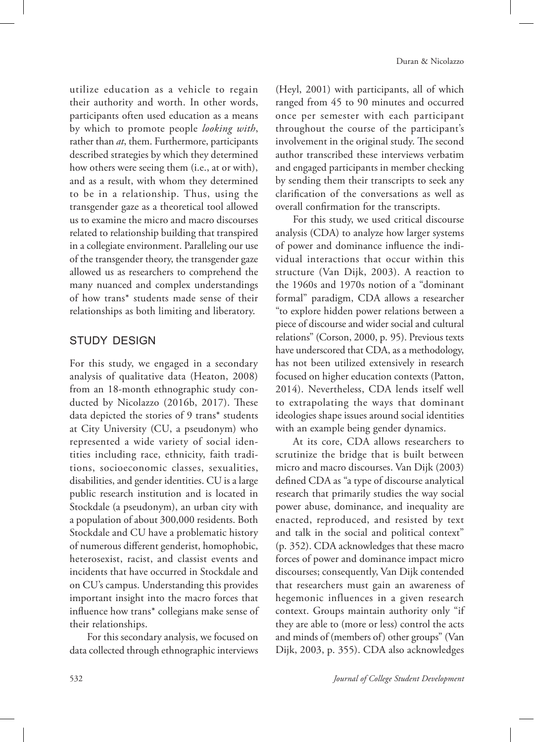utilize education as a vehicle to regain their authority and worth. In other words, participants often used education as a means by which to promote people *looking with*, rather than *at*, them. Furthermore, participants described strategies by which they determined how others were seeing them (i.e., at or with), and as a result, with whom they determined to be in a relationship. Thus, using the transgender gaze as a theoretical tool allowed us to examine the micro and macro discourses related to relationship building that transpired in a collegiate environment. Paralleling our use of the transgender theory, the transgender gaze allowed us as researchers to comprehend the many nuanced and complex understandings of how trans* students made sense of their relationships as both limiting and liberatory.

## STUDY DESIGN

For this study, we engaged in a secondary analysis of qualitative data (Heaton, 2008) from an 18-month ethnographic study conducted by Nicolazzo (2016b, 2017). These data depicted the stories of 9 trans* students at City University (CU, a pseudonym) who represented a wide variety of social identities including race, ethnicity, faith traditions, socioeconomic classes, sexualities, disabilities, and gender identities. CU is a large public research institution and is located in Stockdale (a pseudonym), an urban city with a population of about 300,000 residents. Both Stockdale and CU have a problematic history of numerous different genderist, homophobic, heterosexist, racist, and classist events and incidents that have occurred in Stockdale and on CU's campus. Understanding this provides important insight into the macro forces that influence how trans* collegians make sense of their relationships.

For this secondary analysis, we focused on data collected through ethnographic interviews (Heyl, 2001) with participants, all of which ranged from 45 to 90 minutes and occurred once per semester with each participant throughout the course of the participant's involvement in the original study. The second author transcribed these interviews verbatim and engaged participants in member checking by sending them their transcripts to seek any clarification of the conversations as well as overall confirmation for the transcripts.

For this study, we used critical discourse analysis (CDA) to analyze how larger systems of power and dominance influence the individual interactions that occur within this structure (Van Dijk, 2003). A reaction to the 1960s and 1970s notion of a "dominant formal" paradigm, CDA allows a researcher "to explore hidden power relations between a piece of discourse and wider social and cultural relations" (Corson, 2000, p. 95). Previous texts have underscored that CDA, as a methodology, has not been utilized extensively in research focused on higher education contexts (Patton, 2014). Nevertheless, CDA lends itself well to extrapolating the ways that dominant ideologies shape issues around social identities with an example being gender dynamics.

At its core, CDA allows researchers to scrutinize the bridge that is built between micro and macro discourses. Van Dijk (2003) defined CDA as "a type of discourse analytical research that primarily studies the way social power abuse, dominance, and inequality are enacted, reproduced, and resisted by text and talk in the social and political context" (p. 352). CDA acknowledges that these macro forces of power and dominance impact micro discourses; consequently, Van Dijk contended that researchers must gain an awareness of hegemonic influences in a given research context. Groups maintain authority only "if they are able to (more or less) control the acts and minds of (members of) other groups" (Van Dijk, 2003, p. 355). CDA also acknowledges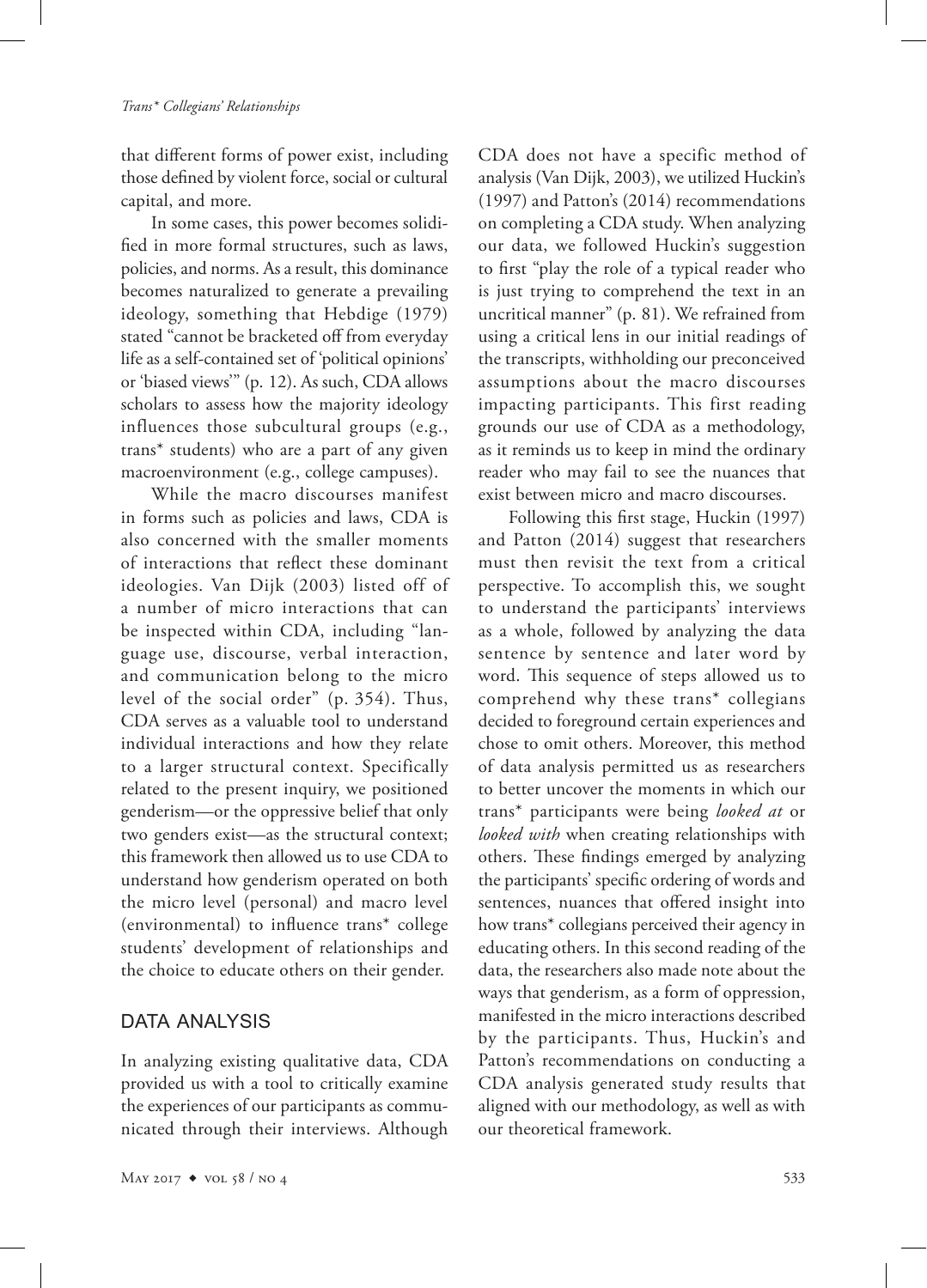that different forms of power exist, including those defined by violent force, social or cultural capital, and more.

In some cases, this power becomes solidified in more formal structures, such as laws, policies, and norms. As a result, this dominance becomes naturalized to generate a prevailing ideology, something that Hebdige (1979) stated "cannot be bracketed off from everyday life as a self-contained set of 'political opinions' or 'biased views'" (p. 12). As such, CDA allows scholars to assess how the majority ideology influences those subcultural groups (e.g., trans* students) who are a part of any given macroenvironment (e.g., college campuses).

While the macro discourses manifest in forms such as policies and laws, CDA is also concerned with the smaller moments of interactions that reflect these dominant ideologies. Van Dijk (2003) listed off of a number of micro interactions that can be inspected within CDA, including "language use, discourse, verbal interaction, and communication belong to the micro level of the social order" (p. 354). Thus, CDA serves as a valuable tool to understand individual interactions and how they relate to a larger structural context. Specifically related to the present inquiry, we positioned genderism—or the oppressive belief that only two genders exist—as the structural context; this framework then allowed us to use CDA to understand how genderism operated on both the micro level (personal) and macro level (environmental) to influence trans* college students' development of relationships and the choice to educate others on their gender.

## DATA ANALYSIS

In analyzing existing qualitative data, CDA provided us with a tool to critically examine the experiences of our participants as communicated through their interviews. Although CDA does not have a specific method of analysis (Van Dijk, 2003), we utilized Huckin's (1997) and Patton's (2014) recommendations on completing a CDA study. When analyzing our data, we followed Huckin's suggestion to first "play the role of a typical reader who is just trying to comprehend the text in an uncritical manner" (p. 81). We refrained from using a critical lens in our initial readings of the transcripts, withholding our preconceived assumptions about the macro discourses impacting participants. This first reading grounds our use of CDA as a methodology, as it reminds us to keep in mind the ordinary reader who may fail to see the nuances that exist between micro and macro discourses.

Following this first stage, Huckin (1997) and Patton (2014) suggest that researchers must then revisit the text from a critical perspective. To accomplish this, we sought to understand the participants' interviews as a whole, followed by analyzing the data sentence by sentence and later word by word. This sequence of steps allowed us to comprehend why these trans* collegians decided to foreground certain experiences and chose to omit others. Moreover, this method of data analysis permitted us as researchers to better uncover the moments in which our trans* participants were being *looked at* or *looked with* when creating relationships with others. These findings emerged by analyzing the participants' specific ordering of words and sentences, nuances that offered insight into how trans* collegians perceived their agency in educating others. In this second reading of the data, the researchers also made note about the ways that genderism, as a form of oppression, manifested in the micro interactions described by the participants. Thus, Huckin's and Patton's recommendations on conducting a CDA analysis generated study results that aligned with our methodology, as well as with our theoretical framework.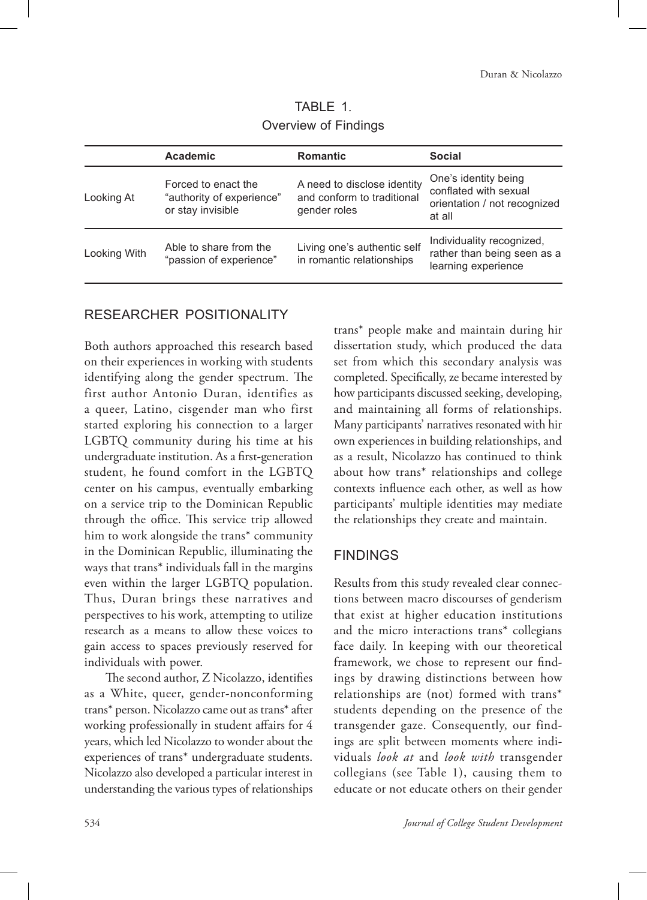TABLE 1.
Overview of Findings

| | Academic | Romantic | Social |
|---|---|---|---|
| Looking At | Forced to enact the "authority of experience" or stay invisible | A need to disclose identity and conform to traditional gender roles | One's identity being conflated with sexual orientation / not recognized at all |
| Looking With | Able to share from the "passion of experience" | Living one's authentic self in romantic relationships | Individuality recognized, rather than being seen as a learning experience |

## RESEARCHER POSITIONALITY

Both authors approached this research based on their experiences in working with students identifying along the gender spectrum. The first author Antonio Duran, identifies as a queer, Latino, cisgender man who first started exploring his connection to a larger LGBTQ community during his time at his undergraduate institution. As a first-generation student, he found comfort in the LGBTQ center on his campus, eventually embarking on a service trip to the Dominican Republic through the office. This service trip allowed him to work alongside the trans* community in the Dominican Republic, illuminating the ways that trans* individuals fall in the margins even within the larger LGBTQ population. Thus, Duran brings these narratives and perspectives to his work, attempting to utilize research as a means to allow these voices to gain access to spaces previously reserved for individuals with power.

The second author, Z Nicolazzo, identifies as a White, queer, gender-nonconforming trans* person. Nicolazzo came out as trans* after working professionally in student affairs for 4 years, which led Nicolazzo to wonder about the experiences of trans* undergraduate students. Nicolazzo also developed a particular interest in understanding the various types of relationships trans* people make and maintain during hir dissertation study, which produced the data set from which this secondary analysis was completed. Specifically, ze became interested by how participants discussed seeking, developing, and maintaining all forms of relationships. Many participants' narratives resonated with hir own experiences in building relationships, and as a result, Nicolazzo has continued to think about how trans* relationships and college contexts influence each other, as well as how participants' multiple identities may mediate the relationships they create and maintain.

## FINDINGS

Results from this study revealed clear connections between macro discourses of genderism that exist at higher education institutions and the micro interactions trans* collegians face daily. In keeping with our theoretical framework, we chose to represent our findings by drawing distinctions between how relationships are (not) formed with trans* students depending on the presence of the transgender gaze. Consequently, our findings are split between moments where individuals *look at* and *look with* transgender collegians (see Table 1), causing them to educate or not educate others on their gender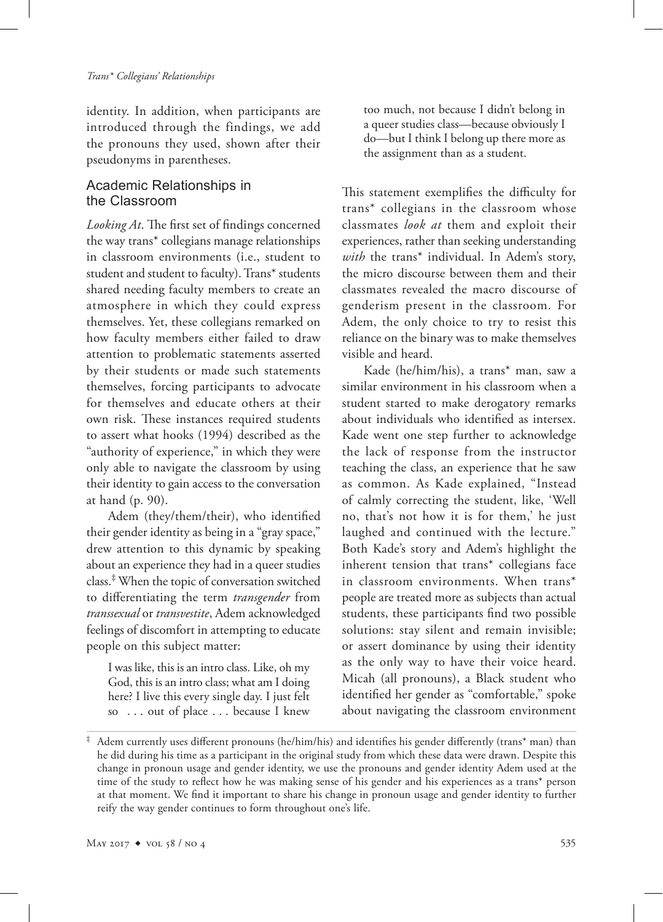identity. In addition, when participants are introduced through the findings, we add the pronouns they used, shown after their pseudonyms in parentheses.

## Academic Relationships in the Classroom

*Looking At*. The first set of findings concerned the way trans* collegians manage relationships in classroom environments (i.e., student to student and student to faculty). Trans* students shared needing faculty members to create an atmosphere in which they could express themselves. Yet, these collegians remarked on how faculty members either failed to draw attention to problematic statements asserted by their students or made such statements themselves, forcing participants to advocate for themselves and educate others at their own risk. These instances required students to assert what hooks (1994) described as the "authority of experience," in which they were only able to navigate the classroom by using their identity to gain access to the conversation at hand (p. 90).

Adem (they/them/their), who identified their gender identity as being in a "gray space," drew attention to this dynamic by speaking about an experience they had in a queer studies class.[‡] When the topic of conversation switched to differentiating the term *transgender* from *transsexual* or *transvestite*, Adem acknowledged feelings of discomfort in attempting to educate people on this subject matter:

> I was like, this is an intro class. Like, oh my God, this is an intro class; what am I doing here? I live this every single day. I just felt so . . . out of place . . . because I knew too much, not because I didn't belong in a queer studies class—because obviously I do—but I think I belong up there more as the assignment than as a student.

This statement exemplifies the difficulty for trans* collegians in the classroom whose classmates *look at* them and exploit their experiences, rather than seeking understanding *with* the trans* individual. In Adem's story, the micro discourse between them and their classmates revealed the macro discourse of genderism present in the classroom. For Adem, the only choice to try to resist this reliance on the binary was to make themselves visible and heard.

Kade (he/him/his), a trans* man, saw a similar environment in his classroom when a student started to make derogatory remarks about individuals who identified as intersex. Kade went one step further to acknowledge the lack of response from the instructor teaching the class, an experience that he saw as common. As Kade explained, "Instead of calmly correcting the student, like, 'Well no, that's not how it is for them,' he just laughed and continued with the lecture." Both Kade's story and Adem's highlight the inherent tension that trans* collegians face in classroom environments. When trans* people are treated more as subjects than actual students, these participants find two possible solutions: stay silent and remain invisible; or assert dominance by using their identity as the only way to have their voice heard. Micah (all pronouns), a Black student who identified her gender as "comfortable," spoke about navigating the classroom environment

[‡] Adem currently uses different pronouns (he/him/his) and identifies his gender differently (trans* man) than he did during his time as a participant in the original study from which these data were drawn. Despite this change in pronoun usage and gender identity, we use the pronouns and gender identity Adem used at the time of the study to reflect how he was making sense of his gender and his experiences as a trans* person at that moment. We find it important to share his change in pronoun usage and gender identity to further reify the way gender continues to form throughout one's life.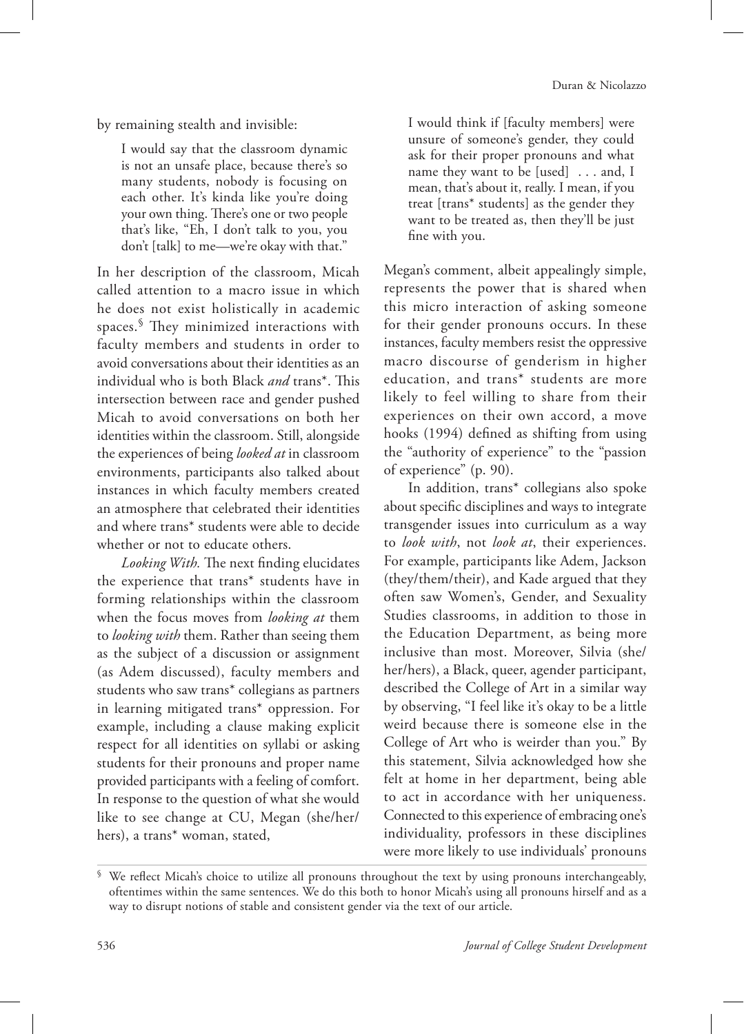by remaining stealth and invisible:

> I would say that the classroom dynamic is not an unsafe place, because there's so many students, nobody is focusing on each other. It's kinda like you're doing your own thing. There's one or two people that's like, "Eh, I don't talk to you, you don't [talk] to me—we're okay with that."

In her description of the classroom, Micah called attention to a macro issue in which he does not exist holistically in academic spaces.[§] They minimized interactions with faculty members and students in order to avoid conversations about their identities as an individual who is both Black *and* trans*. This intersection between race and gender pushed Micah to avoid conversations on both her identities within the classroom. Still, alongside the experiences of being *looked at* in classroom environments, participants also talked about instances in which faculty members created an atmosphere that celebrated their identities and where trans* students were able to decide whether or not to educate others.

*Looking With.* The next finding elucidates the experience that trans* students have in forming relationships within the classroom when the focus moves from *looking at* them to *looking with* them. Rather than seeing them as the subject of a discussion or assignment (as Adem discussed), faculty members and students who saw trans* collegians as partners in learning mitigated trans* oppression. For example, including a clause making explicit respect for all identities on syllabi or asking students for their pronouns and proper name provided participants with a feeling of comfort. In response to the question of what she would like to see change at CU, Megan (she/her/hers), a trans* woman, stated,

> I would think if [faculty members] were unsure of someone's gender, they could ask for their proper pronouns and what name they want to be [used] . . . and, I mean, that's about it, really. I mean, if you treat [trans* students] as the gender they want to be treated as, then they'll be just fine with you.

Megan's comment, albeit appealingly simple, represents the power that is shared when this micro interaction of asking someone for their gender pronouns occurs. In these instances, faculty members resist the oppressive macro discourse of genderism in higher education, and trans* students are more likely to feel willing to share from their experiences on their own accord, a move hooks (1994) defined as shifting from using the "authority of experience" to the "passion of experience" (p. 90).

In addition, trans* collegians also spoke about specific disciplines and ways to integrate transgender issues into curriculum as a way to *look with*, not *look at*, their experiences. For example, participants like Adem, Jackson (they/them/their), and Kade argued that they often saw Women's, Gender, and Sexuality Studies classrooms, in addition to those in the Education Department, as being more inclusive than most. Moreover, Silvia (she/her/hers), a Black, queer, agender participant, described the College of Art in a similar way by observing, "I feel like it's okay to be a little weird because there is someone else in the College of Art who is weirder than you." By this statement, Silvia acknowledged how she felt at home in her department, being able to act in accordance with her uniqueness. Connected to this experience of embracing one's individuality, professors in these disciplines were more likely to use individuals' pronouns

[§] We reflect Micah's choice to utilize all pronouns throughout the text by using pronouns interchangeably, oftentimes within the same sentences. We do this both to honor Micah's using all pronouns hirself and as a way to disrupt notions of stable and consistent gender via the text of our article.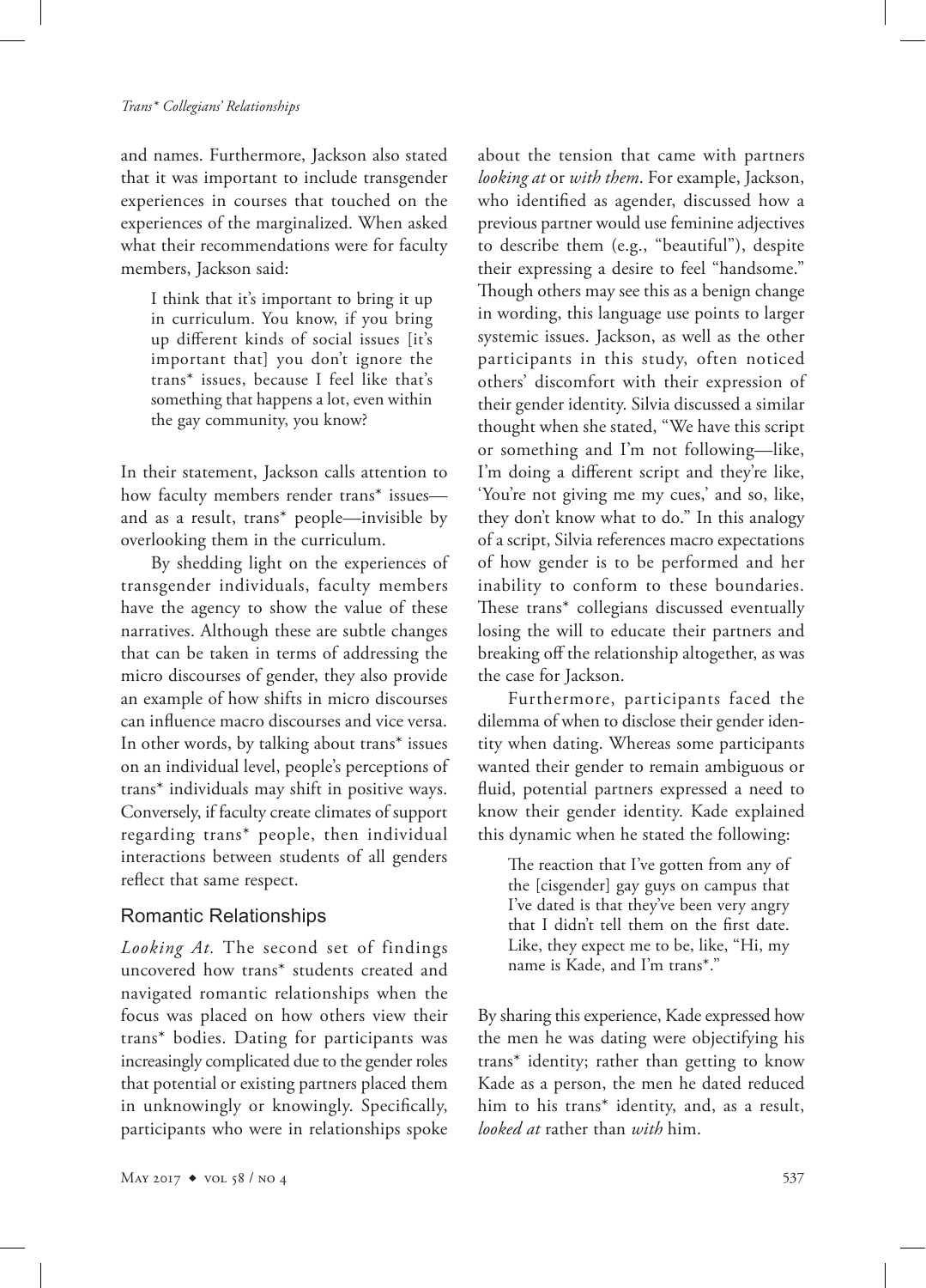and names. Furthermore, Jackson also stated that it was important to include transgender experiences in courses that touched on the experiences of the marginalized. When asked what their recommendations were for faculty members, Jackson said:

> I think that it's important to bring it up in curriculum. You know, if you bring up different kinds of social issues [it's important that] you don't ignore the trans* issues, because I feel like that's something that happens a lot, even within the gay community, you know?

In their statement, Jackson calls attention to how faculty members render trans* issues—and as a result, trans* people—invisible by overlooking them in the curriculum.

By shedding light on the experiences of transgender individuals, faculty members have the agency to show the value of these narratives. Although these are subtle changes that can be taken in terms of addressing the micro discourses of gender, they also provide an example of how shifts in micro discourses can influence macro discourses and vice versa. In other words, by talking about trans* issues on an individual level, people's perceptions of trans* individuals may shift in positive ways. Conversely, if faculty create climates of support regarding trans* people, then individual interactions between students of all genders reflect that same respect.

## Romantic Relationships

*Looking At.* The second set of findings uncovered how trans* students created and navigated romantic relationships when the focus was placed on how others view their trans* bodies. Dating for participants was increasingly complicated due to the gender roles that potential or existing partners placed them in unknowingly or knowingly. Specifically, participants who were in relationships spoke about the tension that came with partners *looking at* or *with them*. For example, Jackson, who identified as agender, discussed how a previous partner would use feminine adjectives to describe them (e.g., "beautiful"), despite their expressing a desire to feel "handsome." Though others may see this as a benign change in wording, this language use points to larger systemic issues. Jackson, as well as the other participants in this study, often noticed others' discomfort with their expression of their gender identity. Silvia discussed a similar thought when she stated, "We have this script or something and I'm not following—like, I'm doing a different script and they're like, 'You're not giving me my cues,' and so, like, they don't know what to do." In this analogy of a script, Silvia references macro expectations of how gender is to be performed and her inability to conform to these boundaries. These trans* collegians discussed eventually losing the will to educate their partners and breaking off the relationship altogether, as was the case for Jackson.

Furthermore, participants faced the dilemma of when to disclose their gender identity when dating. Whereas some participants wanted their gender to remain ambiguous or fluid, potential partners expressed a need to know their gender identity. Kade explained this dynamic when he stated the following:

> The reaction that I've gotten from any of the [cisgender] gay guys on campus that I've dated is that they've been very angry that I didn't tell them on the first date. Like, they expect me to be, like, "Hi, my name is Kade, and I'm trans*."

By sharing this experience, Kade expressed how the men he was dating were objectifying his trans* identity; rather than getting to know Kade as a person, the men he dated reduced him to his trans* identity, and, as a result, *looked at* rather than *with* him.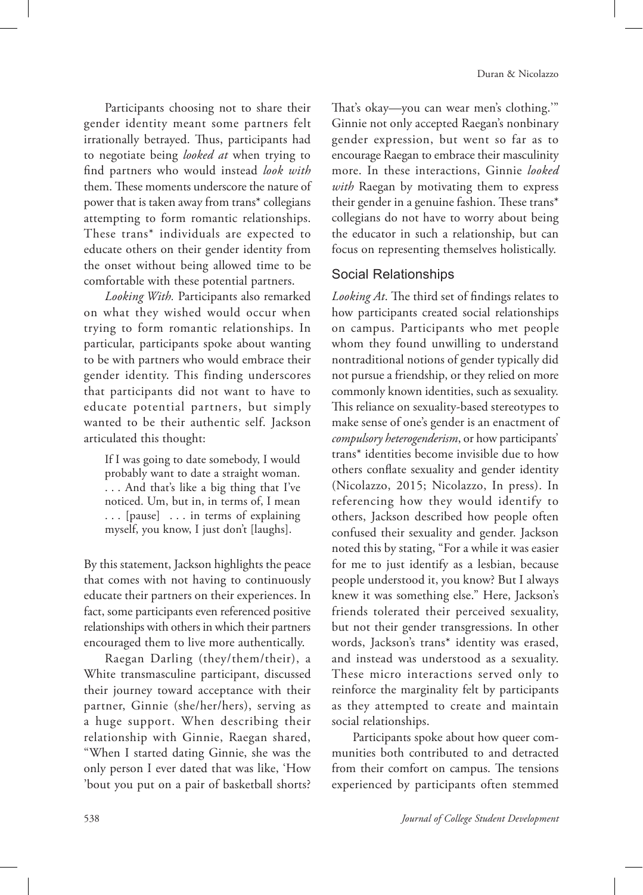Participants choosing not to share their gender identity meant some partners felt irrationally betrayed. Thus, participants had to negotiate being *looked at* when trying to find partners who would instead *look with* them. These moments underscore the nature of power that is taken away from trans* collegians attempting to form romantic relationships. These trans* individuals are expected to educate others on their gender identity from the onset without being allowed time to be comfortable with these potential partners.

*Looking With.* Participants also remarked on what they wished would occur when trying to form romantic relationships. In particular, participants spoke about wanting to be with partners who would embrace their gender identity. This finding underscores that participants did not want to have to educate potential partners, but simply wanted to be their authentic self. Jackson articulated this thought:

> If I was going to date somebody, I would probably want to date a straight woman. . . . And that's like a big thing that I've noticed. Um, but in, in terms of, I mean . . . [pause] . . . in terms of explaining myself, you know, I just don't [laughs].

By this statement, Jackson highlights the peace that comes with not having to continuously educate their partners on their experiences. In fact, some participants even referenced positive relationships with others in which their partners encouraged them to live more authentically.

Raegan Darling (they/them/their), a White transmasculine participant, discussed their journey toward acceptance with their partner, Ginnie (she/her/hers), serving as a huge support. When describing their relationship with Ginnie, Raegan shared, "When I started dating Ginnie, she was the only person I ever dated that was like, 'How 'bout you put on a pair of basketball shorts? That's okay—you can wear men's clothing.'" Ginnie not only accepted Raegan's nonbinary gender expression, but went so far as to encourage Raegan to embrace their masculinity more. In these interactions, Ginnie *looked with* Raegan by motivating them to express their gender in a genuine fashion. These trans* collegians do not have to worry about being the educator in such a relationship, but can focus on representing themselves holistically.

## Social Relationships

*Looking At*. The third set of findings relates to how participants created social relationships on campus. Participants who met people whom they found unwilling to understand nontraditional notions of gender typically did not pursue a friendship, or they relied on more commonly known identities, such as sexuality. This reliance on sexuality-based stereotypes to make sense of one's gender is an enactment of *compulsory heterogenderism*, or how participants' trans* identities become invisible due to how others conflate sexuality and gender identity (Nicolazzo, 2015; Nicolazzo, In press). In referencing how they would identify to others, Jackson described how people often confused their sexuality and gender. Jackson noted this by stating, "For a while it was easier for me to just identify as a lesbian, because people understood it, you know? But I always knew it was something else." Here, Jackson's friends tolerated their perceived sexuality, but not their gender transgressions. In other words, Jackson's trans* identity was erased, and instead was understood as a sexuality. These micro interactions served only to reinforce the marginality felt by participants as they attempted to create and maintain social relationships.

Participants spoke about how queer communities both contributed to and detracted from their comfort on campus. The tensions experienced by participants often stemmed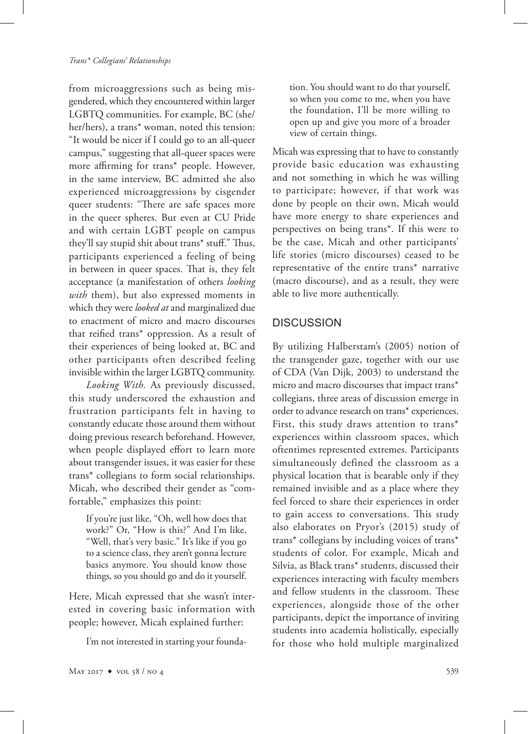from microaggressions such as being misgendered, which they encountered within larger LGBTQ communities. For example, BC (she/her/hers), a trans* woman, noted this tension: "It would be nicer if I could go to an all-queer campus," suggesting that all-queer spaces were more affirming for trans* people. However, in the same interview, BC admitted she also experienced microaggressions by cisgender queer students: "There are safe spaces more in the queer spheres. But even at CU Pride and with certain LGBT people on campus they'll say stupid shit about trans* stuff." Thus, participants experienced a feeling of being in between in queer spaces. That is, they felt acceptance (a manifestation of others *looking with* them), but also expressed moments in which they were *looked at* and marginalized due to enactment of micro and macro discourses that reified trans* oppression. As a result of their experiences of being looked at, BC and other participants often described feeling invisible within the larger LGBTQ community.

*Looking With.* As previously discussed, this study underscored the exhaustion and frustration participants felt in having to constantly educate those around them without doing previous research beforehand. However, when people displayed effort to learn more about transgender issues, it was easier for these trans* collegians to form social relationships. Micah, who described their gender as "comfortable," emphasizes this point:

> If you're just like, "Oh, well how does that work?" Or, "How is this?" And I'm like, "Well, that's very basic." It's like if you go to a science class, they aren't gonna lecture basics anymore. You should know those things, so you should go and do it yourself.

Here, Micah expressed that she wasn't interested in covering basic information with people; however, Micah explained further:

> I'm not interested in starting your foundation. You should want to do that yourself, so when you come to me, when you have the foundation, I'll be more willing to open up and give you more of a broader view of certain things.

Micah was expressing that to have to constantly provide basic education was exhausting and not something in which he was willing to participate; however, if that work was done by people on their own, Micah would have more energy to share experiences and perspectives on being trans*. If this were to be the case, Micah and other participants' life stories (micro discourses) ceased to be representative of the entire trans* narrative (macro discourse), and as a result, they were able to live more authentically.

## DISCUSSION

By utilizing Halberstam's (2005) notion of the transgender gaze, together with our use of CDA (Van Dijk, 2003) to understand the micro and macro discourses that impact trans* collegians, three areas of discussion emerge in order to advance research on trans* experiences. First, this study draws attention to trans* experiences within classroom spaces, which oftentimes represented extremes. Participants simultaneously defined the classroom as a physical location that is bearable only if they remained invisible and as a place where they feel forced to share their experiences in order to gain access to conversations. This study also elaborates on Pryor's (2015) study of trans* collegians by including voices of trans* students of color. For example, Micah and Silvia, as Black trans* students, discussed their experiences interacting with faculty members and fellow students in the classroom. These experiences, alongside those of the other participants, depict the importance of inviting students into academia holistically, especially for those who hold multiple marginalized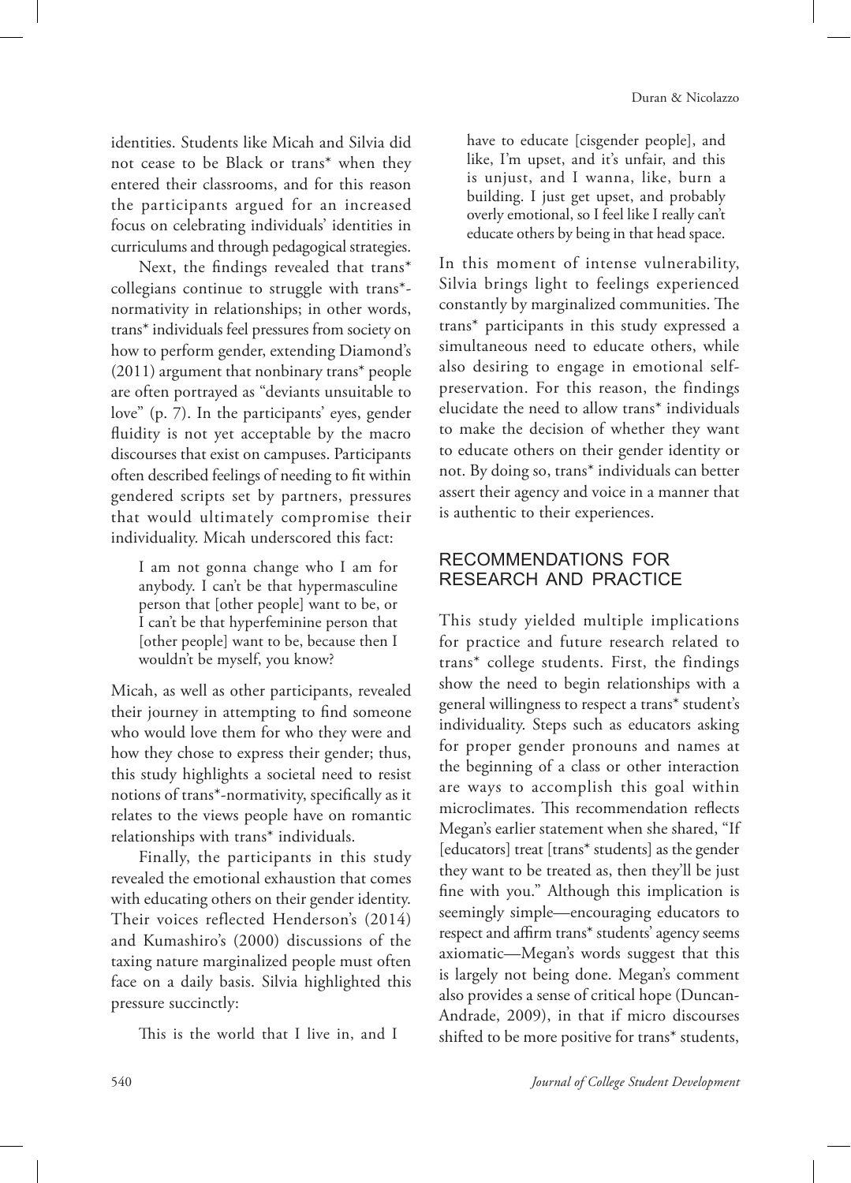identities. Students like Micah and Silvia did not cease to be Black or trans* when they entered their classrooms, and for this reason the participants argued for an increased focus on celebrating individuals' identities in curriculums and through pedagogical strategies.

Next, the findings revealed that trans* collegians continue to struggle with trans*-normativity in relationships; in other words, trans* individuals feel pressures from society on how to perform gender, extending Diamond's (2011) argument that nonbinary trans* people are often portrayed as "deviants unsuitable to love" (p. 7). In the participants' eyes, gender fluidity is not yet acceptable by the macro discourses that exist on campuses. Participants often described feelings of needing to fit within gendered scripts set by partners, pressures that would ultimately compromise their individuality. Micah underscored this fact:

> I am not gonna change who I am for anybody. I can't be that hypermasculine person that [other people] want to be, or I can't be that hyperfeminine person that [other people] want to be, because then I wouldn't be myself, you know?

Micah, as well as other participants, revealed their journey in attempting to find someone who would love them for who they were and how they chose to express their gender; thus, this study highlights a societal need to resist notions of trans*-normativity, specifically as it relates to the views people have on romantic relationships with trans* individuals.

Finally, the participants in this study revealed the emotional exhaustion that comes with educating others on their gender identity. Their voices reflected Henderson's (2014) and Kumashiro's (2000) discussions of the taxing nature marginalized people must often face on a daily basis. Silvia highlighted this pressure succinctly:

> This is the world that I live in, and I have to educate [cisgender people], and like, I'm upset, and it's unfair, and this is unjust, and I wanna, like, burn a building. I just get upset, and probably overly emotional, so I feel like I really can't educate others by being in that head space.

In this moment of intense vulnerability, Silvia brings light to feelings experienced constantly by marginalized communities. The trans* participants in this study expressed a simultaneous need to educate others, while also desiring to engage in emotional self-preservation. For this reason, the findings elucidate the need to allow trans* individuals to make the decision of whether they want to educate others on their gender identity or not. By doing so, trans* individuals can better assert their agency and voice in a manner that is authentic to their experiences.

## RECOMMENDATIONS FOR RESEARCH AND PRACTICE

This study yielded multiple implications for practice and future research related to trans* college students. First, the findings show the need to begin relationships with a general willingness to respect a trans* student's individuality. Steps such as educators asking for proper gender pronouns and names at the beginning of a class or other interaction are ways to accomplish this goal within microclimates. This recommendation reflects Megan's earlier statement when she shared, "If [educators] treat [trans* students] as the gender they want to be treated as, then they'll be just fine with you." Although this implication is seemingly simple—encouraging educators to respect and affirm trans* students' agency seems axiomatic—Megan's words suggest that this is largely not being done. Megan's comment also provides a sense of critical hope (Duncan-Andrade, 2009), in that if micro discourses shifted to be more positive for trans* students,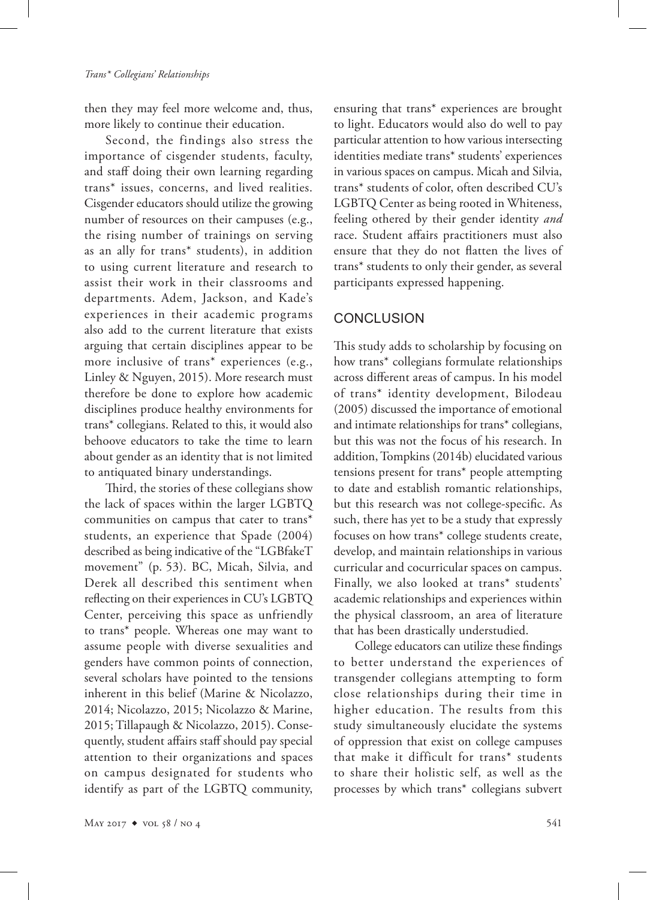then they may feel more welcome and, thus, more likely to continue their education.

Second, the findings also stress the importance of cisgender students, faculty, and staff doing their own learning regarding trans* issues, concerns, and lived realities. Cisgender educators should utilize the growing number of resources on their campuses (e.g., the rising number of trainings on serving as an ally for trans* students), in addition to using current literature and research to assist their work in their classrooms and departments. Adem, Jackson, and Kade's experiences in their academic programs also add to the current literature that exists arguing that certain disciplines appear to be more inclusive of trans* experiences (e.g., Linley & Nguyen, 2015). More research must therefore be done to explore how academic disciplines produce healthy environments for trans* collegians. Related to this, it would also behoove educators to take the time to learn about gender as an identity that is not limited to antiquated binary understandings.

Third, the stories of these collegians show the lack of spaces within the larger LGBTQ communities on campus that cater to trans* students, an experience that Spade (2004) described as being indicative of the "LGBfakeT movement" (p. 53). BC, Micah, Silvia, and Derek all described this sentiment when reflecting on their experiences in CU's LGBTQ Center, perceiving this space as unfriendly to trans* people. Whereas one may want to assume people with diverse sexualities and genders have common points of connection, several scholars have pointed to the tensions inherent in this belief (Marine & Nicolazzo, 2014; Nicolazzo, 2015; Nicolazzo & Marine, 2015; Tillapaugh & Nicolazzo, 2015). Consequently, student affairs staff should pay special attention to their organizations and spaces on campus designated for students who identify as part of the LGBTQ community, ensuring that trans* experiences are brought to light. Educators would also do well to pay particular attention to how various intersecting identities mediate trans* students' experiences in various spaces on campus. Micah and Silvia, trans* students of color, often described CU's LGBTQ Center as being rooted in Whiteness, feeling othered by their gender identity *and* race. Student affairs practitioners must also ensure that they do not flatten the lives of trans* students to only their gender, as several participants expressed happening.

## CONCLUSION

This study adds to scholarship by focusing on how trans* collegians formulate relationships across different areas of campus. In his model of trans* identity development, Bilodeau (2005) discussed the importance of emotional and intimate relationships for trans* collegians, but this was not the focus of his research. In addition, Tompkins (2014b) elucidated various tensions present for trans* people attempting to date and establish romantic relationships, but this research was not college-specific. As such, there has yet to be a study that expressly focuses on how trans* college students create, develop, and maintain relationships in various curricular and cocurricular spaces on campus. Finally, we also looked at trans* students' academic relationships and experiences within the physical classroom, an area of literature that has been drastically understudied.

College educators can utilize these findings to better understand the experiences of transgender collegians attempting to form close relationships during their time in higher education. The results from this study simultaneously elucidate the systems of oppression that exist on college campuses that make it difficult for trans* students to share their holistic self, as well as the processes by which trans* collegians subvert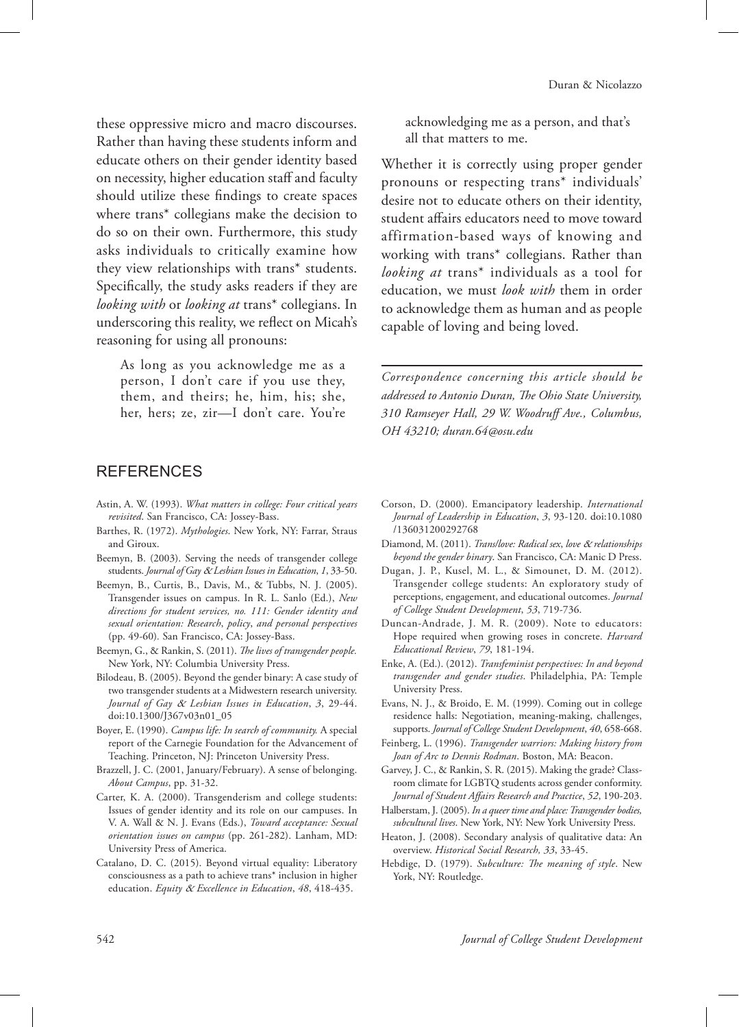these oppressive micro and macro discourses. Rather than having these students inform and educate others on their gender identity based on necessity, higher education staff and faculty should utilize these findings to create spaces where trans* collegians make the decision to do so on their own. Furthermore, this study asks individuals to critically examine how they view relationships with trans* students. Specifically, the study asks readers if they are *looking with* or *looking at* trans* collegians. In underscoring this reality, we reflect on Micah's reasoning for using all pronouns:

> As long as you acknowledge me as a person, I don't care if you use they, them, and theirs; he, him, his; she, her, hers; ze, zir—I don't care. You're acknowledging me as a person, and that's all that matters to me.

Whether it is correctly using proper gender pronouns or respecting trans* individuals' desire not to educate others on their identity, student affairs educators need to move toward affirmation-based ways of knowing and working with trans* collegians. Rather than *looking at* trans* individuals as a tool for education, we must *look with* them in order to acknowledge them as human and as people capable of loving and being loved.

---

*Correspondence concerning this article should be addressed to Antonio Duran, The Ohio State University, 310 Ramseyer Hall, 29 W. Woodruff Ave., Columbus, OH 43210; duran.64@osu.edu*

## REFERENCES

Astin, A. W. (1993). *What matters in college: Four critical years revisited*. San Francisco, CA: Jossey-Bass.

Barthes, R. (1972). *Mythologies*. New York, NY: Farrar, Straus and Giroux.

Beemyn, B. (2003). Serving the needs of transgender college students. *Journal of Gay & Lesbian Issues in Education*, *1*, 33-50.

Beemyn, B., Curtis, B., Davis, M., & Tubbs, N. J. (2005). Transgender issues on campus. In R. L. Sanlo (Ed.), *New directions for student services, no. 111: Gender identity and sexual orientation: Research, policy, and personal perspectives* (pp. 49-60). San Francisco, CA: Jossey-Bass.

Beemyn, G., & Rankin, S. (2011). *The lives of transgender people*. New York, NY: Columbia University Press.

Bilodeau, B. (2005). Beyond the gender binary: A case study of two transgender students at a Midwestern research university. *Journal of Gay & Lesbian Issues in Education*, *3*, 29-44. doi:10.1300/J367v03n01_05

Boyer, E. (1990). *Campus life: In search of community.* A special report of the Carnegie Foundation for the Advancement of Teaching. Princeton, NJ: Princeton University Press.

Brazzell, J. C. (2001, January/February). A sense of belonging. *About Campus*, pp. 31-32.

Carter, K. A. (2000). Transgenderism and college students: Issues of gender identity and its role on our campuses. In V. A. Wall & N. J. Evans (Eds.), *Toward acceptance: Sexual orientation issues on campus* (pp. 261-282). Lanham, MD: University Press of America.

Catalano, D. C. (2015). Beyond virtual equality: Liberatory consciousness as a path to achieve trans* inclusion in higher education. *Equity & Excellence in Education*, *48*, 418-435.

Corson, D. (2000). Emancipatory leadership. *International Journal of Leadership in Education*, *3*, 93-120. doi:10.1080/136031200292768

Diamond, M. (2011). *Trans/love: Radical sex, love & relationships beyond the gender binary*. San Francisco, CA: Manic D Press.

Dugan, J. P., Kusel, M. L., & Simounet, D. M. (2012). Transgender college students: An exploratory study of perceptions, engagement, and educational outcomes. *Journal of College Student Development*, *53*, 719-736.

Duncan-Andrade, J. M. R. (2009). Note to educators: Hope required when growing roses in concrete. *Harvard Educational Review*, *79*, 181-194.

Enke, A. (Ed.). (2012). *Transfeminist perspectives: In and beyond transgender and gender studies*. Philadelphia, PA: Temple University Press.

Evans, N. J., & Broido, E. M. (1999). Coming out in college residence halls: Negotiation, meaning-making, challenges, supports. *Journal of College Student Development*, *40*, 658-668.

Feinberg, L. (1996). *Transgender warriors: Making history from Joan of Arc to Dennis Rodman*. Boston, MA: Beacon.

Garvey, J. C., & Rankin, S. R. (2015). Making the grade? Classroom climate for LGBTQ students across gender conformity. *Journal of Student Affairs Research and Practice*, *52*, 190-203.

Halberstam, J. (2005). *In a queer time and place: Transgender bodies, subcultural lives*. New York, NY: New York University Press.

Heaton, J. (2008). Secondary analysis of qualitative data: An overview. *Historical Social Research, 33*, 33-45.

Hebdige, D. (1979). *Subculture: The meaning of style*. New York, NY: Routledge.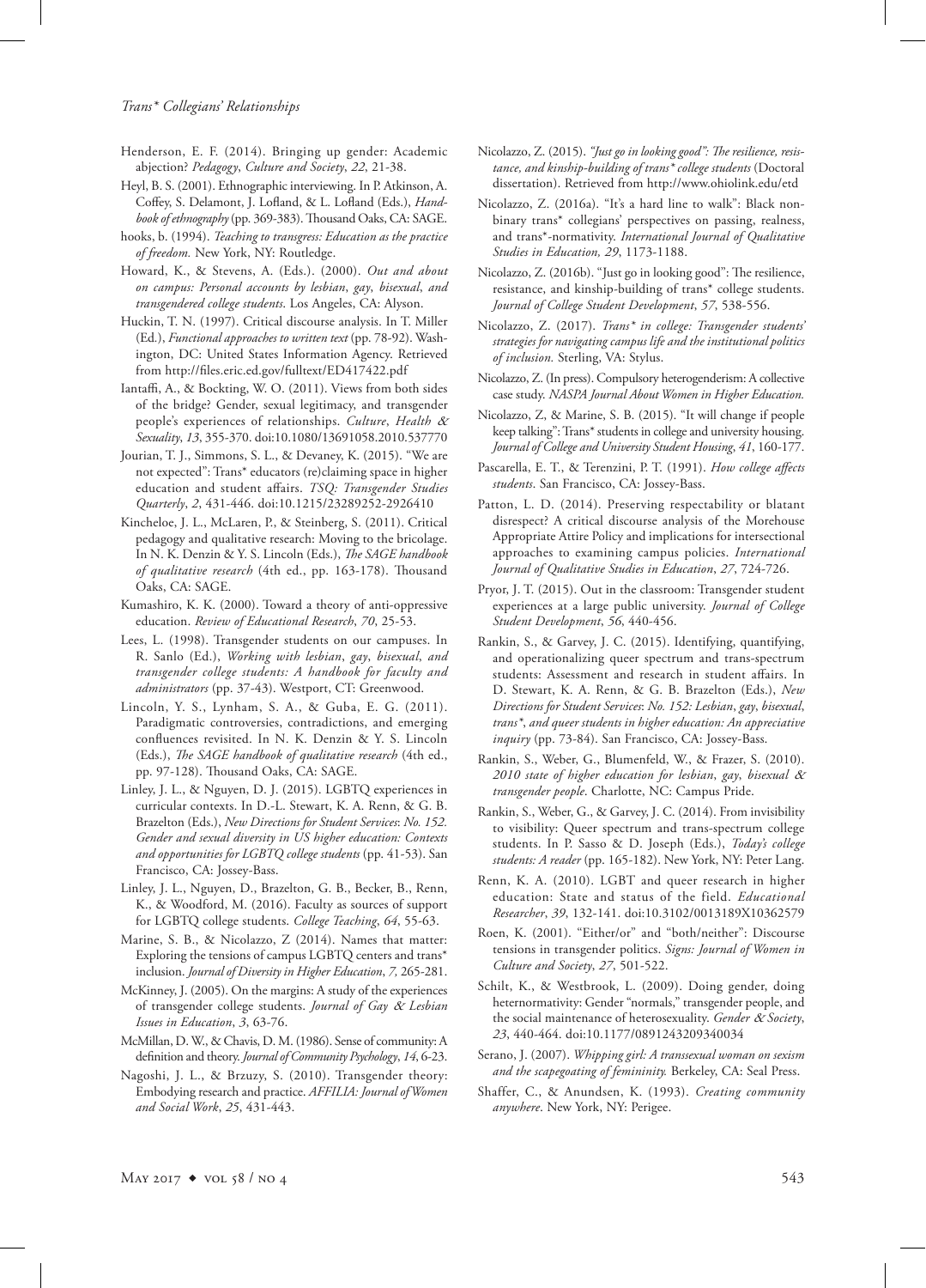Henderson, E. F. (2014). Bringing up gender: Academic abjection? *Pedagogy*, *Culture and Society*, *22*, 21-38.

Heyl, B. S. (2001). Ethnographic interviewing. In P. Atkinson, A. Coffey, S. Delamont, J. Lofland, & L. Lofland (Eds.), *Handbook of ethnography* (pp. 369-383). Thousand Oaks, CA: SAGE.

hooks, b. (1994). *Teaching to transgress: Education as the practice of freedom.* New York, NY: Routledge.

Howard, K., & Stevens, A. (Eds.). (2000). *Out and about on campus: Personal accounts by lesbian*, *gay*, *bisexual*, *and transgendered college students*. Los Angeles, CA: Alyson.

Huckin, T. N. (1997). Critical discourse analysis. In T. Miller (Ed.), *Functional approaches to written text* (pp. 78-92). Washington, DC: United States Information Agency. Retrieved from http://files.eric.ed.gov/fulltext/ED417422.pdf

Iantaffi, A., & Bockting, W. O. (2011). Views from both sides of the bridge? Gender, sexual legitimacy, and transgender people's experiences of relationships. *Culture*, *Health & Sexuality*, *13*, 355-370. doi:10.1080/13691058.2010.537770

Jourian, T. J., Simmons, S. L., & Devaney, K. (2015). "We are not expected": Trans* educators (re)claiming space in higher education and student affairs. *TSQ: Transgender Studies Quarterly*, *2*, 431-446. doi:10.1215/23289252-2926410

Kincheloe, J. L., McLaren, P., & Steinberg, S. (2011). Critical pedagogy and qualitative research: Moving to the bricolage. In N. K. Denzin & Y. S. Lincoln (Eds.), *The SAGE handbook of qualitative research* (4th ed., pp. 163-178). Thousand Oaks, CA: SAGE.

Kumashiro, K. K. (2000). Toward a theory of anti-oppressive education. *Review of Educational Research*, *70*, 25-53.

Lees, L. (1998). Transgender students on our campuses. In R. Sanlo (Ed.), *Working with lesbian*, *gay*, *bisexual*, *and transgender college students: A handbook for faculty and administrators* (pp. 37-43). Westport, CT: Greenwood.

Lincoln, Y. S., Lynham, S. A., & Guba, E. G. (2011). Paradigmatic controversies, contradictions, and emerging confluences revisited. In N. K. Denzin & Y. S. Lincoln (Eds.), *The SAGE handbook of qualitative research* (4th ed., pp. 97-128). Thousand Oaks, CA: SAGE.

Linley, J. L., & Nguyen, D. J. (2015). LGBTQ experiences in curricular contexts. In D.-L. Stewart, K. A. Renn, & G. B. Brazelton (Eds.), *New Directions for Student Services*: *No. 152. Gender and sexual diversity in US higher education: Contexts and opportunities for LGBTQ college students* (pp. 41-53). San Francisco, CA: Jossey-Bass.

Linley, J. L., Nguyen, D., Brazelton, G. B., Becker, B., Renn, K., & Woodford, M. (2016). Faculty as sources of support for LGBTQ college students. *College Teaching*, *64*, 55-63.

Marine, S. B., & Nicolazzo, Z (2014). Names that matter: Exploring the tensions of campus LGBTQ centers and trans* inclusion. *Journal of Diversity in Higher Education*, *7*, 265-281.

McKinney, J. (2005). On the margins: A study of the experiences of transgender college students. *Journal of Gay & Lesbian Issues in Education*, *3*, 63-76.

McMillan, D. W., & Chavis, D. M. (1986). Sense of community: A definition and theory. *Journal of Community Psychology*, *14*, 6-23.

Nagoshi, J. L., & Brzuzy, S. (2010). Transgender theory: Embodying research and practice. *AFFILIA: Journal of Women and Social Work*, *25*, 431-443.

Nicolazzo, Z. (2015). *"Just go in looking good": The resilience, resistance, and kinship-building of trans* college students* (Doctoral dissertation). Retrieved from http://www.ohiolink.edu/etd

Nicolazzo, Z. (2016a). "It's a hard line to walk": Black non-binary trans* collegians' perspectives on passing, realness, and trans*-normativity. *International Journal of Qualitative Studies in Education, 29*, 1173-1188.

Nicolazzo, Z. (2016b). "Just go in looking good": The resilience, resistance, and kinship-building of trans* college students. *Journal of College Student Development*, *57*, 538-556.

Nicolazzo, Z. (2017). *Trans* in college: Transgender students' strategies for navigating campus life and the institutional politics of inclusion.* Sterling, VA: Stylus.

Nicolazzo, Z. (In press). Compulsory heterogenderism: A collective case study. *NASPA Journal About Women in Higher Education.*

Nicolazzo, Z, & Marine, S. B. (2015). "It will change if people keep talking": Trans* students in college and university housing. *Journal of College and University Student Housing*, *41*, 160-177.

Pascarella, E. T., & Terenzini, P. T. (1991). *How college affects students*. San Francisco, CA: Jossey-Bass.

Patton, L. D. (2014). Preserving respectability or blatant disrespect? A critical discourse analysis of the Morehouse Appropriate Attire Policy and implications for intersectional approaches to examining campus policies. *International Journal of Qualitative Studies in Education*, *27*, 724-726.

Pryor, J. T. (2015). Out in the classroom: Transgender student experiences at a large public university. *Journal of College Student Development*, *56*, 440-456.

Rankin, S., & Garvey, J. C. (2015). Identifying, quantifying, and operationalizing queer spectrum and trans-spectrum students: Assessment and research in student affairs. In D. Stewart, K. A. Renn, & G. B. Brazelton (Eds.), *New Directions for Student Services*: *No. 152: Lesbian*, *gay*, *bisexual*, *trans\**, *and queer students in higher education: An appreciative inquiry* (pp. 73-84). San Francisco, CA: Jossey-Bass.

Rankin, S., Weber, G., Blumenfeld, W., & Frazer, S. (2010). *2010 state of higher education for lesbian*, *gay*, *bisexual & transgender people*. Charlotte, NC: Campus Pride.

Rankin, S., Weber, G., & Garvey, J. C. (2014). From invisibility to visibility: Queer spectrum and trans-spectrum college students. In P. Sasso & D. Joseph (Eds.), *Today's college students: A reader* (pp. 165-182). New York, NY: Peter Lang.

Renn, K. A. (2010). LGBT and queer research in higher education: State and status of the field. *Educational Researcher*, *39*, 132-141. doi:10.3102/0013189X10362579

Roen, K. (2001). "Either/or" and "both/neither": Discourse tensions in transgender politics. *Signs: Journal of Women in Culture and Society*, *27*, 501-522.

Schilt, K., & Westbrook, L. (2009). Doing gender, doing heternormativity: Gender "normals," transgender people, and the social maintenance of heterosexuality. *Gender & Society*, *23*, 440-464. doi:10.1177/0891243209340034

Serano, J. (2007). *Whipping girl: A transsexual woman on sexism and the scapegoating of femininity.* Berkeley, CA: Seal Press.

Shaffer, C., & Anundsen, K. (1993). *Creating community anywhere*. New York, NY: Perigee.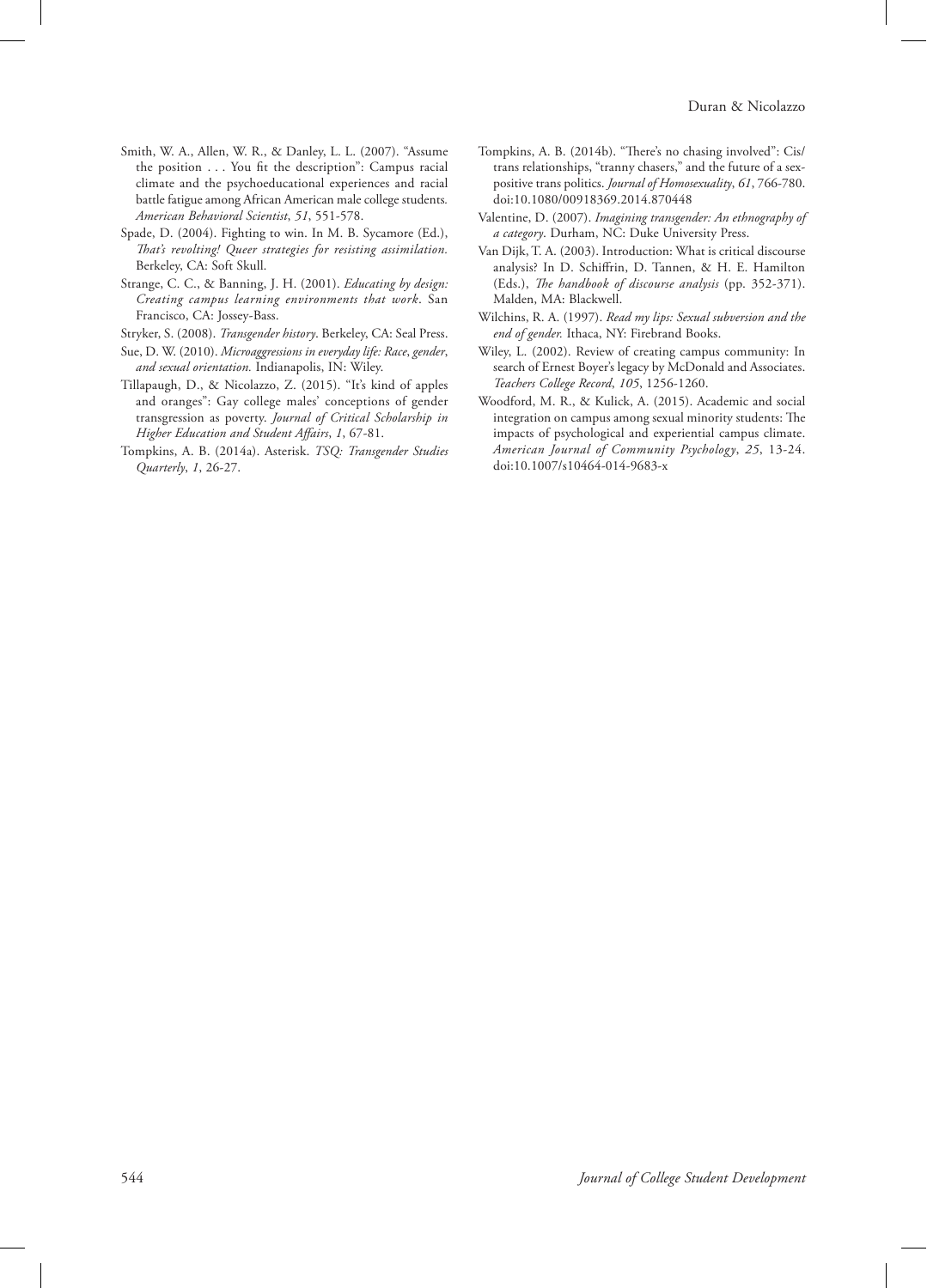Smith, W. A., Allen, W. R., & Danley, L. L. (2007). "Assume the position . . . You fit the description": Campus racial climate and the psychoeducational experiences and racial battle fatigue among African American male college students. *American Behavioral Scientist*, *51*, 551-578.

Spade, D. (2004). Fighting to win. In M. B. Sycamore (Ed.), *That's revolting! Queer strategies for resisting assimilation.* Berkeley, CA: Soft Skull.

Strange, C. C., & Banning, J. H. (2001). *Educating by design: Creating campus learning environments that work*. San Francisco, CA: Jossey-Bass.

Stryker, S. (2008). *Transgender history*. Berkeley, CA: Seal Press.

Sue, D. W. (2010). *Microaggressions in everyday life: Race, gender, and sexual orientation.* Indianapolis, IN: Wiley.

Tillapaugh, D., & Nicolazzo, Z. (2015). "It's kind of apples and oranges": Gay college males' conceptions of gender transgression as poverty. *Journal of Critical Scholarship in Higher Education and Student Affairs*, *1*, 67-81.

Tompkins, A. B. (2014a). Asterisk. *TSQ: Transgender Studies Quarterly*, *1*, 26-27.

Tompkins, A. B. (2014b). "There's no chasing involved": Cis/trans relationships, "tranny chasers," and the future of a sex-positive trans politics. *Journal of Homosexuality*, *61*, 766-780. doi:10.1080/00918369.2014.870448

Valentine, D. (2007). *Imagining transgender: An ethnography of a category*. Durham, NC: Duke University Press.

Van Dijk, T. A. (2003). Introduction: What is critical discourse analysis? In D. Schiffrin, D. Tannen, & H. E. Hamilton (Eds.), *The handbook of discourse analysis* (pp. 352-371). Malden, MA: Blackwell.

Wilchins, R. A. (1997). *Read my lips: Sexual subversion and the end of gender.* Ithaca, NY: Firebrand Books.

Wiley, L. (2002). Review of creating campus community: In search of Ernest Boyer's legacy by McDonald and Associates. *Teachers College Record*, *105*, 1256-1260.

Woodford, M. R., & Kulick, A. (2015). Academic and social integration on campus among sexual minority students: The impacts of psychological and experiential campus climate. *American Journal of Community Psychology*, *25*, 13-24. doi:10.1007/s10464-014-9683-x